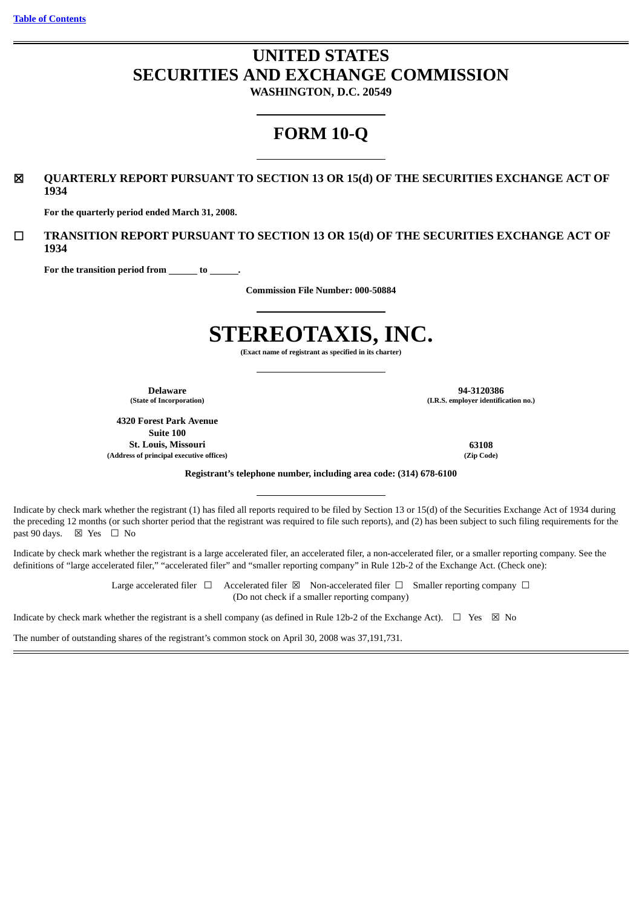[Table of Contents](#)

# UNITED STATES SECURITIES AND EXCHANGE COMMISSION

**WASHINGTON, D.C. 20549**

# FORM 10-Q

☒ **QUARTERLY REPORT PURSUANT TO SECTION 13 OR 15(d) OF THE SECURITIES EXCHANGE ACT OF 1934**

**For the quarterly period ended March 31, 2008.**

☐ **TRANSITION REPORT PURSUANT TO SECTION 13 OR 15(d) OF THE SECURITIES EXCHANGE ACT OF 1934**

**For the transition period from ______ to ______.**

**Commission File Number: 000-50884**

# STEREOTAXIS, INC.

**(Exact name of registrant as specified in its charter)**

| | |
|---|---|
| **Delaware** | **94-3120386** |
| **(State of Incorporation)** | **(I.R.S. employer identification no.)** |
| **4320 Forest Park Avenue Suite 100 St. Louis, Missouri** | **63108** |
| **(Address of principal executive offices)** | **(Zip Code)** |

**Registrant's telephone number, including area code: (314) 678-6100**

Indicate by check mark whether the registrant (1) has filed all reports required to be filed by Section 13 or 15(d) of the Securities Exchange Act of 1934 during the preceding 12 months (or such shorter period that the registrant was required to file such reports), and (2) has been subject to such filing requirements for the past 90 days. ☒ Yes ☐ No

Indicate by check mark whether the registrant is a large accelerated filer, an accelerated filer, a non-accelerated filer, or a smaller reporting company. See the definitions of "large accelerated filer," "accelerated filer" and "smaller reporting company" in Rule 12b-2 of the Exchange Act. (Check one):

Large accelerated filer ☐ Accelerated filer ☒ Non-accelerated filer ☐ Smaller reporting company ☐
(Do not check if a smaller reporting company)

Indicate by check mark whether the registrant is a shell company (as defined in Rule 12b-2 of the Exchange Act). ☐ Yes ☒ No

The number of outstanding shares of the registrant's common stock on April 30, 2008 was 37,191,731.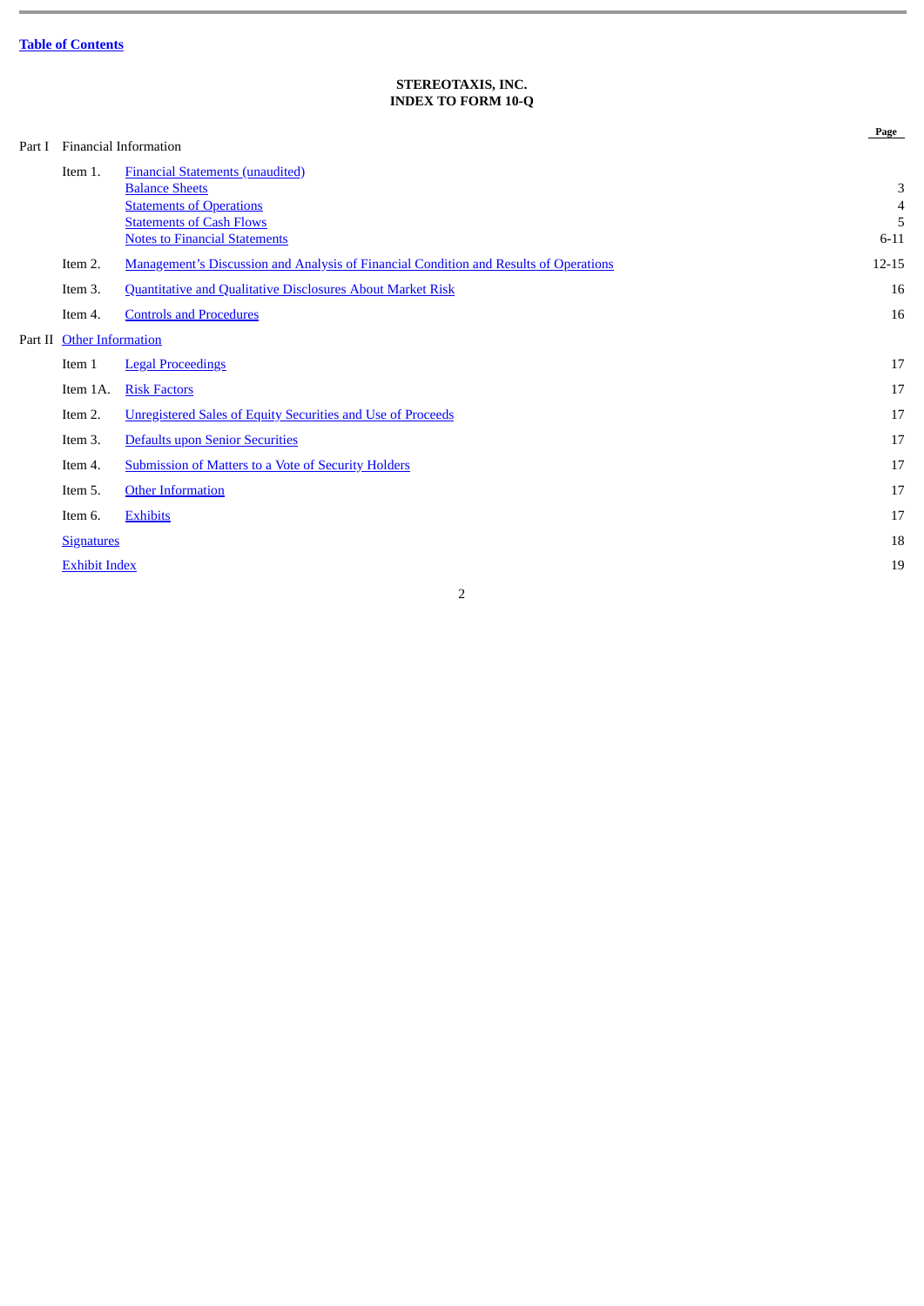[Table of Contents]

**STEREOTAXIS, INC.**
**INDEX TO FORM 10-Q**

| | | | Page |
|---|---|---|---|
| Part I | Financial Information | | |
| | Item 1. | Financial Statements (unaudited) | |
| | | Balance Sheets | 3 |
| | | Statements of Operations | 4 |
| | | Statements of Cash Flows | 5 |
| | | Notes to Financial Statements | 6-11 |
| | Item 2. | Management's Discussion and Analysis of Financial Condition and Results of Operations | 12-15 |
| | Item 3. | Quantitative and Qualitative Disclosures About Market Risk | 16 |
| | Item 4. | Controls and Procedures | 16 |
| Part II | Other Information | | |
| | Item 1 | Legal Proceedings | 17 |
| | Item 1A. | Risk Factors | 17 |
| | Item 2. | Unregistered Sales of Equity Securities and Use of Proceeds | 17 |
| | Item 3. | Defaults upon Senior Securities | 17 |
| | Item 4. | Submission of Matters to a Vote of Security Holders | 17 |
| | Item 5. | Other Information | 17 |
| | Item 6. | Exhibits | 17 |
| | Signatures | | 18 |
| | Exhibit Index | | 19 |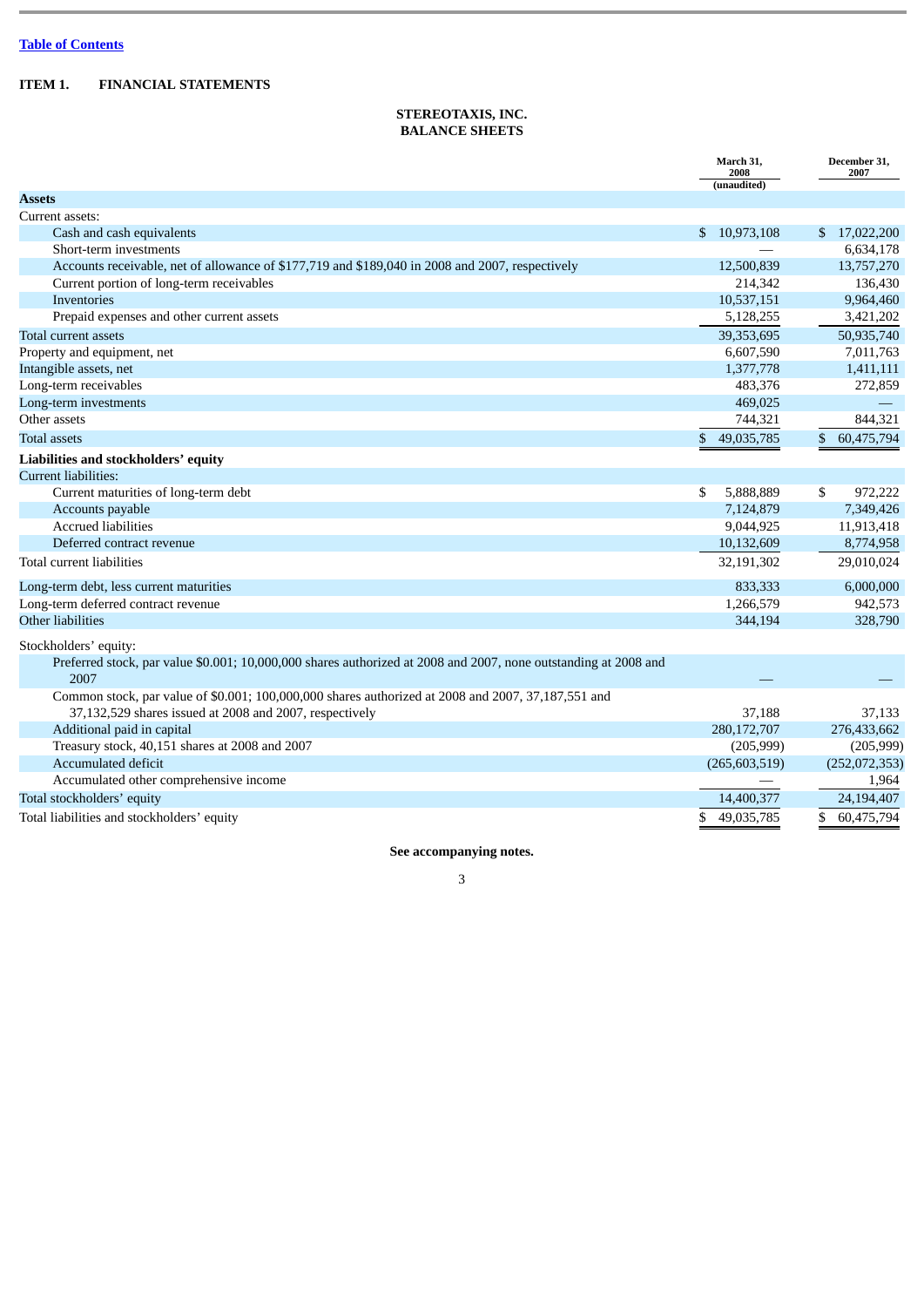[Table of Contents](#)

**ITEM 1. FINANCIAL STATEMENTS**

**STEREOTAXIS, INC.**
**BALANCE SHEETS**

| | March 31, 2008 (unaudited) | December 31, 2007 |
|---|---|---|
| **Assets** | | |
| Current assets: | | |
| Cash and cash equivalents | $ 10,973,108 | $ 17,022,200 |
| Short-term investments | — | 6,634,178 |
| Accounts receivable, net of allowance of $177,719 and $189,040 in 2008 and 2007, respectively | 12,500,839 | 13,757,270 |
| Current portion of long-term receivables | 214,342 | 136,430 |
| Inventories | 10,537,151 | 9,964,460 |
| Prepaid expenses and other current assets | 5,128,255 | 3,421,202 |
| Total current assets | 39,353,695 | 50,935,740 |
| Property and equipment, net | 6,607,590 | 7,011,763 |
| Intangible assets, net | 1,377,778 | 1,411,111 |
| Long-term receivables | 483,376 | 272,859 |
| Long-term investments | 469,025 | — |
| Other assets | 744,321 | 844,321 |
| Total assets | $ 49,035,785 | $ 60,475,794 |
| **Liabilities and stockholders' equity** | | |
| Current liabilities: | | |
| Current maturities of long-term debt | $ 5,888,889 | $ 972,222 |
| Accounts payable | 7,124,879 | 7,349,426 |
| Accrued liabilities | 9,044,925 | 11,913,418 |
| Deferred contract revenue | 10,132,609 | 8,774,958 |
| Total current liabilities | 32,191,302 | 29,010,024 |
| Long-term debt, less current maturities | 833,333 | 6,000,000 |
| Long-term deferred contract revenue | 1,266,579 | 942,573 |
| Other liabilities | 344,194 | 328,790 |
| Stockholders' equity: | | |
| Preferred stock, par value $0.001; 10,000,000 shares authorized at 2008 and 2007, none outstanding at 2008 and 2007 | — | — |
| Common stock, par value of $0.001; 100,000,000 shares authorized at 2008 and 2007, 37,187,551 and 37,132,529 shares issued at 2008 and 2007, respectively | 37,188 | 37,133 |
| Additional paid in capital | 280,172,707 | 276,433,662 |
| Treasury stock, 40,151 shares at 2008 and 2007 | (205,999) | (205,999) |
| Accumulated deficit | (265,603,519) | (252,072,353) |
| Accumulated other comprehensive income | — | 1,964 |
| Total stockholders' equity | 14,400,377 | 24,194,407 |
| Total liabilities and stockholders' equity | $ 49,035,785 | $ 60,475,794 |

**See accompanying notes.**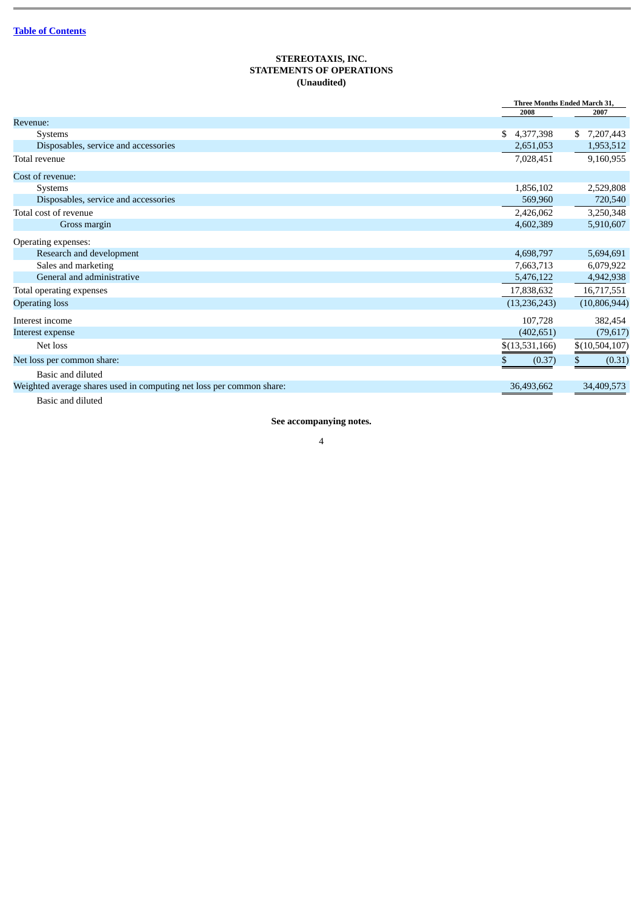[Table of Contents](#)

**STEREOTAXIS, INC.**
**STATEMENTS OF OPERATIONS**
**(Unaudited)**

| | Three Months Ended March 31, | |
|---|---|---|
| | 2008 | 2007 |
| Revenue: | | |
| Systems | $ 4,377,398 | $ 7,207,443 |
| Disposables, service and accessories | 2,651,053 | 1,953,512 |
| Total revenue | 7,028,451 | 9,160,955 |
| Cost of revenue: | | |
| Systems | 1,856,102 | 2,529,808 |
| Disposables, service and accessories | 569,960 | 720,540 |
| Total cost of revenue | 2,426,062 | 3,250,348 |
| Gross margin | 4,602,389 | 5,910,607 |
| Operating expenses: | | |
| Research and development | 4,698,797 | 5,694,691 |
| Sales and marketing | 7,663,713 | 6,079,922 |
| General and administrative | 5,476,122 | 4,942,938 |
| Total operating expenses | 17,838,632 | 16,717,551 |
| Operating loss | (13,236,243) | (10,806,944) |
| Interest income | 107,728 | 382,454 |
| Interest expense | (402,651) | (79,617) |
| Net loss | $(13,531,166) | $(10,504,107) |
| Net loss per common share: | | |
| Basic and diluted | $ (0.37) | $ (0.31) |
| Weighted average shares used in computing net loss per common share: | | |
| Basic and diluted | 36,493,662 | 34,409,573 |

**See accompanying notes.**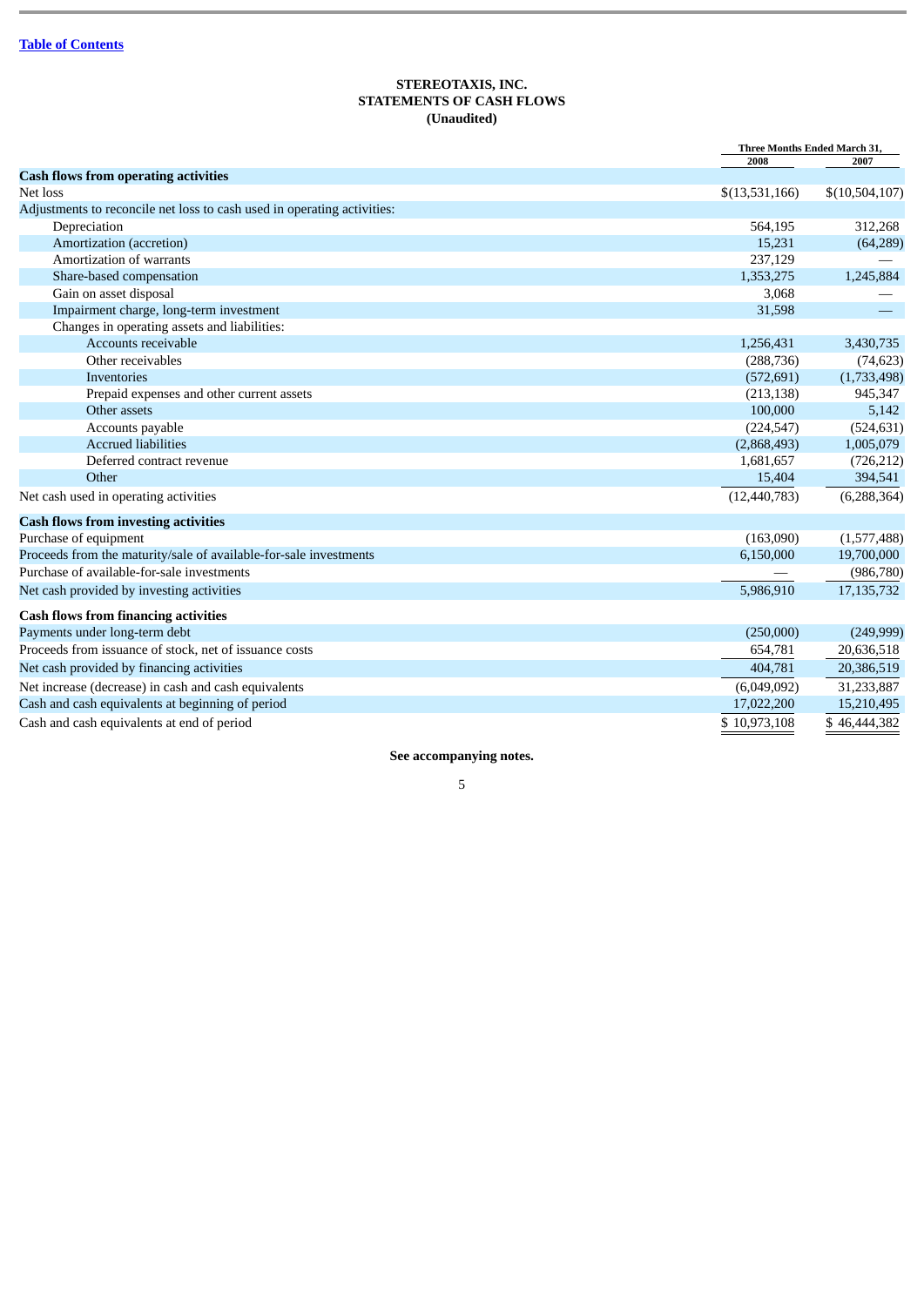[Table of Contents](#)

# STEREOTAXIS, INC.
## STATEMENTS OF CASH FLOWS
### (Unaudited)

| | Three Months Ended March 31, | |
|---|---|---|
| | 2008 | 2007 |
| **Cash flows from operating activities** | | |
| Net loss | $(13,531,166) | $(10,504,107) |
| Adjustments to reconcile net loss to cash used in operating activities: | | |
| Depreciation | 564,195 | 312,268 |
| Amortization (accretion) | 15,231 | (64,289) |
| Amortization of warrants | 237,129 | — |
| Share-based compensation | 1,353,275 | 1,245,884 |
| Gain on asset disposal | 3,068 | — |
| Impairment charge, long-term investment | 31,598 | — |
| Changes in operating assets and liabilities: | | |
| Accounts receivable | 1,256,431 | 3,430,735 |
| Other receivables | (288,736) | (74,623) |
| Inventories | (572,691) | (1,733,498) |
| Prepaid expenses and other current assets | (213,138) | 945,347 |
| Other assets | 100,000 | 5,142 |
| Accounts payable | (224,547) | (524,631) |
| Accrued liabilities | (2,868,493) | 1,005,079 |
| Deferred contract revenue | 1,681,657 | (726,212) |
| Other | 15,404 | 394,541 |
| Net cash used in operating activities | (12,440,783) | (6,288,364) |
| **Cash flows from investing activities** | | |
| Purchase of equipment | (163,090) | (1,577,488) |
| Proceeds from the maturity/sale of available-for-sale investments | 6,150,000 | 19,700,000 |
| Purchase of available-for-sale investments | — | (986,780) |
| Net cash provided by investing activities | 5,986,910 | 17,135,732 |
| **Cash flows from financing activities** | | |
| Payments under long-term debt | (250,000) | (249,999) |
| Proceeds from issuance of stock, net of issuance costs | 654,781 | 20,636,518 |
| Net cash provided by financing activities | 404,781 | 20,386,519 |
| Net increase (decrease) in cash and cash equivalents | (6,049,092) | 31,233,887 |
| Cash and cash equivalents at beginning of period | 17,022,200 | 15,210,495 |
| Cash and cash equivalents at end of period | $ 10,973,108 | $ 46,444,382 |

**See accompanying notes.**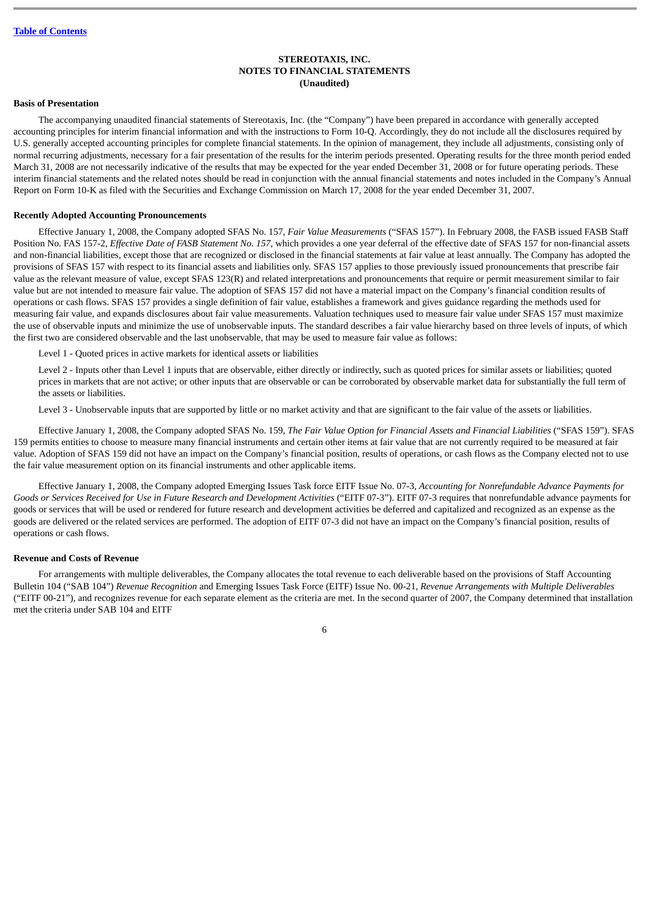**STEREOTAXIS, INC.**
**NOTES TO FINANCIAL STATEMENTS**
**(Unaudited)**

**Basis of Presentation**

The accompanying unaudited financial statements of Stereotaxis, Inc. (the "Company") have been prepared in accordance with generally accepted accounting principles for interim financial information and with the instructions to Form 10-Q. Accordingly, they do not include all the disclosures required by U.S. generally accepted accounting principles for complete financial statements. In the opinion of management, they include all adjustments, consisting only of normal recurring adjustments, necessary for a fair presentation of the results for the interim periods presented. Operating results for the three month period ended March 31, 2008 are not necessarily indicative of the results that may be expected for the year ended December 31, 2008 or for future operating periods. These interim financial statements and the related notes should be read in conjunction with the annual financial statements and notes included in the Company's Annual Report on Form 10-K as filed with the Securities and Exchange Commission on March 17, 2008 for the year ended December 31, 2007.

**Recently Adopted Accounting Pronouncements**

Effective January 1, 2008, the Company adopted SFAS No. 157, *Fair Value Measurements* ("SFAS 157"). In February 2008, the FASB issued FASB Staff Position No. FAS 157-2, *Effective Date of FASB Statement No. 157*, which provides a one year deferral of the effective date of SFAS 157 for non-financial assets and non-financial liabilities, except those that are recognized or disclosed in the financial statements at fair value at least annually. The Company has adopted the provisions of SFAS 157 with respect to its financial assets and liabilities only. SFAS 157 applies to those previously issued pronouncements that prescribe fair value as the relevant measure of value, except SFAS 123(R) and related interpretations and pronouncements that require or permit measurement similar to fair value but are not intended to measure fair value. The adoption of SFAS 157 did not have a material impact on the Company's financial condition results of operations or cash flows. SFAS 157 provides a single definition of fair value, establishes a framework and gives guidance regarding the methods used for measuring fair value, and expands disclosures about fair value measurements. Valuation techniques used to measure fair value under SFAS 157 must maximize the use of observable inputs and minimize the use of unobservable inputs. The standard describes a fair value hierarchy based on three levels of inputs, of which the first two are considered observable and the last unobservable, that may be used to measure fair value as follows:

Level 1 - Quoted prices in active markets for identical assets or liabilities

Level 2 - Inputs other than Level 1 inputs that are observable, either directly or indirectly, such as quoted prices for similar assets or liabilities; quoted prices in markets that are not active; or other inputs that are observable or can be corroborated by observable market data for substantially the full term of the assets or liabilities.

Level 3 - Unobservable inputs that are supported by little or no market activity and that are significant to the fair value of the assets or liabilities.

Effective January 1, 2008, the Company adopted SFAS No. 159, *The Fair Value Option for Financial Assets and Financial Liabilities* ("SFAS 159"). SFAS 159 permits entities to choose to measure many financial instruments and certain other items at fair value that are not currently required to be measured at fair value. Adoption of SFAS 159 did not have an impact on the Company's financial position, results of operations, or cash flows as the Company elected not to use the fair value measurement option on its financial instruments and other applicable items.

Effective January 1, 2008, the Company adopted Emerging Issues Task force EITF Issue No. 07-3, *Accounting for Nonrefundable Advance Payments for Goods or Services Received for Use in Future Research and Development Activities* ("EITF 07-3"). EITF 07-3 requires that nonrefundable advance payments for goods or services that will be used or rendered for future research and development activities be deferred and capitalized and recognized as an expense as the goods are delivered or the related services are performed. The adoption of EITF 07-3 did not have an impact on the Company's financial position, results of operations or cash flows.

**Revenue and Costs of Revenue**

For arrangements with multiple deliverables, the Company allocates the total revenue to each deliverable based on the provisions of Staff Accounting Bulletin 104 ("SAB 104") *Revenue Recognition* and Emerging Issues Task Force (EITF) Issue No. 00-21, *Revenue Arrangements with Multiple Deliverables* ("EITF 00-21"), and recognizes revenue for each separate element as the criteria are met. In the second quarter of 2007, the Company determined that installation met the criteria under SAB 104 and EITF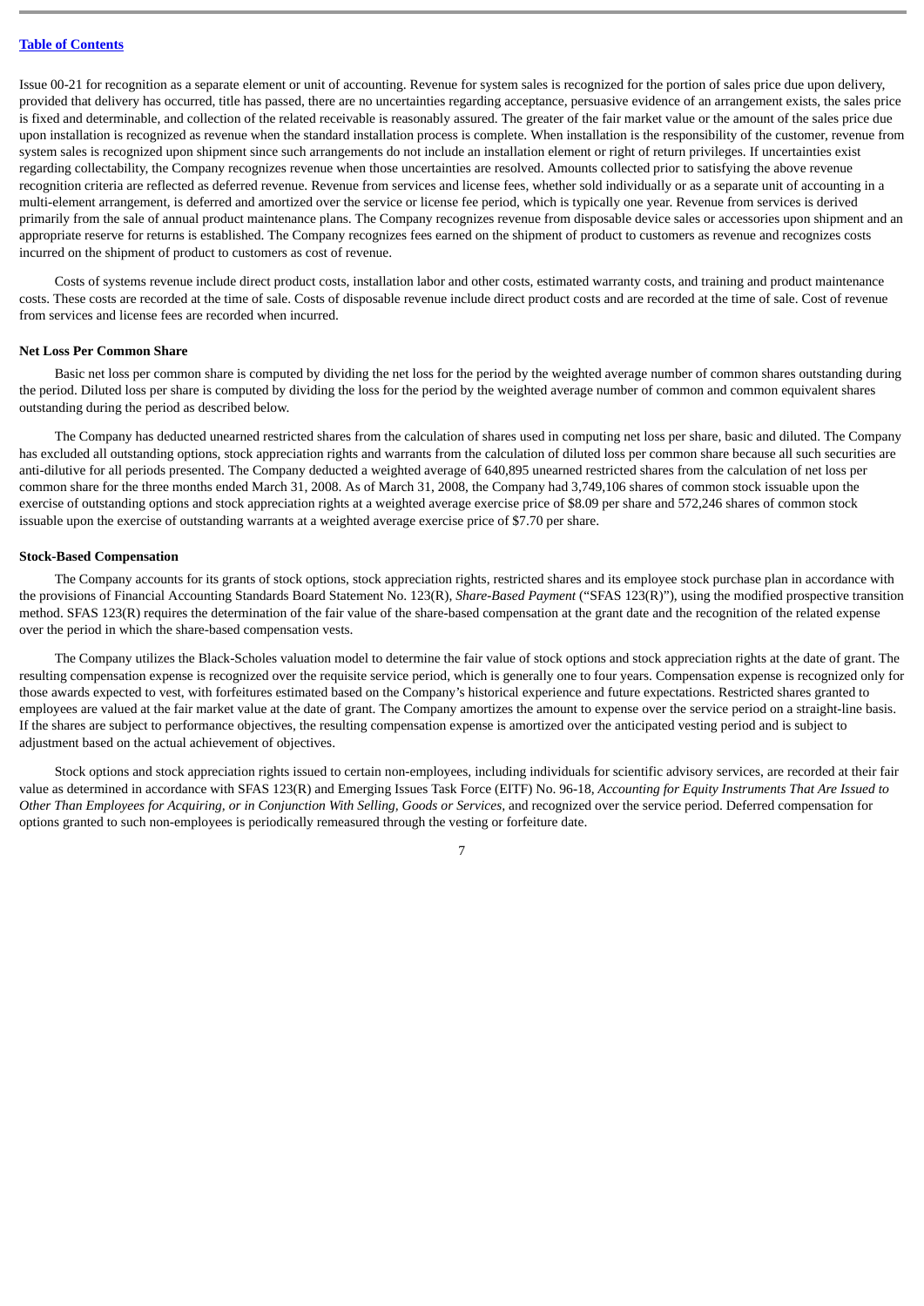Issue 00-21 for recognition as a separate element or unit of accounting. Revenue for system sales is recognized for the portion of sales price due upon delivery, provided that delivery has occurred, title has passed, there are no uncertainties regarding acceptance, persuasive evidence of an arrangement exists, the sales price is fixed and determinable, and collection of the related receivable is reasonably assured. The greater of the fair market value or the amount of the sales price due upon installation is recognized as revenue when the standard installation process is complete. When installation is the responsibility of the customer, revenue from system sales is recognized upon shipment since such arrangements do not include an installation element or right of return privileges. If uncertainties exist regarding collectability, the Company recognizes revenue when those uncertainties are resolved. Amounts collected prior to satisfying the above revenue recognition criteria are reflected as deferred revenue. Revenue from services and license fees, whether sold individually or as a separate unit of accounting in a multi-element arrangement, is deferred and amortized over the service or license fee period, which is typically one year. Revenue from services is derived primarily from the sale of annual product maintenance plans. The Company recognizes revenue from disposable device sales or accessories upon shipment and an appropriate reserve for returns is established. The Company recognizes fees earned on the shipment of product to customers as revenue and recognizes costs incurred on the shipment of product to customers as cost of revenue.

Costs of systems revenue include direct product costs, installation labor and other costs, estimated warranty costs, and training and product maintenance costs. These costs are recorded at the time of sale. Costs of disposable revenue include direct product costs and are recorded at the time of sale. Cost of revenue from services and license fees are recorded when incurred.

**Net Loss Per Common Share**

Basic net loss per common share is computed by dividing the net loss for the period by the weighted average number of common shares outstanding during the period. Diluted loss per share is computed by dividing the loss for the period by the weighted average number of common and common equivalent shares outstanding during the period as described below.

The Company has deducted unearned restricted shares from the calculation of shares used in computing net loss per share, basic and diluted. The Company has excluded all outstanding options, stock appreciation rights and warrants from the calculation of diluted loss per common share because all such securities are anti-dilutive for all periods presented. The Company deducted a weighted average of 640,895 unearned restricted shares from the calculation of net loss per common share for the three months ended March 31, 2008. As of March 31, 2008, the Company had 3,749,106 shares of common stock issuable upon the exercise of outstanding options and stock appreciation rights at a weighted average exercise price of $8.09 per share and 572,246 shares of common stock issuable upon the exercise of outstanding warrants at a weighted average exercise price of $7.70 per share.

**Stock-Based Compensation**

The Company accounts for its grants of stock options, stock appreciation rights, restricted shares and its employee stock purchase plan in accordance with the provisions of Financial Accounting Standards Board Statement No. 123(R), *Share-Based Payment* ("SFAS 123(R)"), using the modified prospective transition method. SFAS 123(R) requires the determination of the fair value of the share-based compensation at the grant date and the recognition of the related expense over the period in which the share-based compensation vests.

The Company utilizes the Black-Scholes valuation model to determine the fair value of stock options and stock appreciation rights at the date of grant. The resulting compensation expense is recognized over the requisite service period, which is generally one to four years. Compensation expense is recognized only for those awards expected to vest, with forfeitures estimated based on the Company's historical experience and future expectations. Restricted shares granted to employees are valued at the fair market value at the date of grant. The Company amortizes the amount to expense over the service period on a straight-line basis. If the shares are subject to performance objectives, the resulting compensation expense is amortized over the anticipated vesting period and is subject to adjustment based on the actual achievement of objectives.

Stock options and stock appreciation rights issued to certain non-employees, including individuals for scientific advisory services, are recorded at their fair value as determined in accordance with SFAS 123(R) and Emerging Issues Task Force (EITF) No. 96-18, *Accounting for Equity Instruments That Are Issued to Other Than Employees for Acquiring, or in Conjunction With Selling, Goods or Services*, and recognized over the service period. Deferred compensation for options granted to such non-employees is periodically remeasured through the vesting or forfeiture date.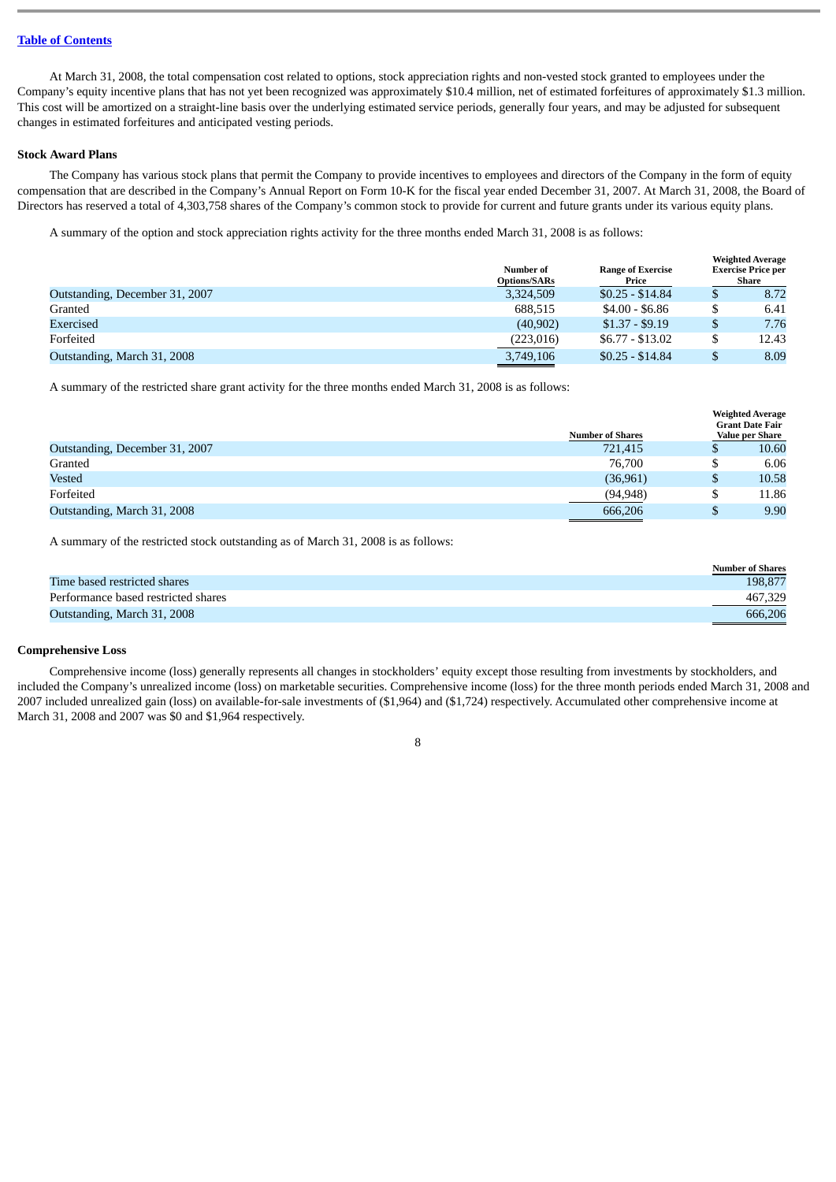[Table of Contents](#)

At March 31, 2008, the total compensation cost related to options, stock appreciation rights and non-vested stock granted to employees under the Company's equity incentive plans that has not yet been recognized was approximately $10.4 million, net of estimated forfeitures of approximately $1.3 million. This cost will be amortized on a straight-line basis over the underlying estimated service periods, generally four years, and may be adjusted for subsequent changes in estimated forfeitures and anticipated vesting periods.

**Stock Award Plans**

The Company has various stock plans that permit the Company to provide incentives to employees and directors of the Company in the form of equity compensation that are described in the Company's Annual Report on Form 10-K for the fiscal year ended December 31, 2007. At March 31, 2008, the Board of Directors has reserved a total of 4,303,758 shares of the Company's common stock to provide for current and future grants under its various equity plans.

A summary of the option and stock appreciation rights activity for the three months ended March 31, 2008 is as follows:

| | Number of Options/SARs | Range of Exercise Price | Weighted Average Exercise Price per Share |
|---|---|---|---|
| Outstanding, December 31, 2007 | 3,324,509 | $0.25 - $14.84 | $ 8.72 |
| Granted | 688,515 | $4.00 - $6.86 | $ 6.41 |
| Exercised | (40,902) | $1.37 - $9.19 | $ 7.76 |
| Forfeited | (223,016) | $6.77 - $13.02 | $ 12.43 |
| Outstanding, March 31, 2008 | 3,749,106 | $0.25 - $14.84 | $ 8.09 |

A summary of the restricted share grant activity for the three months ended March 31, 2008 is as follows:

| | Number of Shares | Weighted Average Grant Date Fair Value per Share |
|---|---|---|
| Outstanding, December 31, 2007 | 721,415 | $ 10.60 |
| Granted | 76,700 | $ 6.06 |
| Vested | (36,961) | $ 10.58 |
| Forfeited | (94,948) | $ 11.86 |
| Outstanding, March 31, 2008 | 666,206 | $ 9.90 |

A summary of the restricted stock outstanding as of March 31, 2008 is as follows:

| | Number of Shares |
|---|---|
| Time based restricted shares | 198,877 |
| Performance based restricted shares | 467,329 |
| Outstanding, March 31, 2008 | 666,206 |

**Comprehensive Loss**

Comprehensive income (loss) generally represents all changes in stockholders' equity except those resulting from investments by stockholders, and included the Company's unrealized income (loss) on marketable securities. Comprehensive income (loss) for the three month periods ended March 31, 2008 and 2007 included unrealized gain (loss) on available-for-sale investments of ($1,964) and ($1,724) respectively. Accumulated other comprehensive income at March 31, 2008 and 2007 was $0 and $1,964 respectively.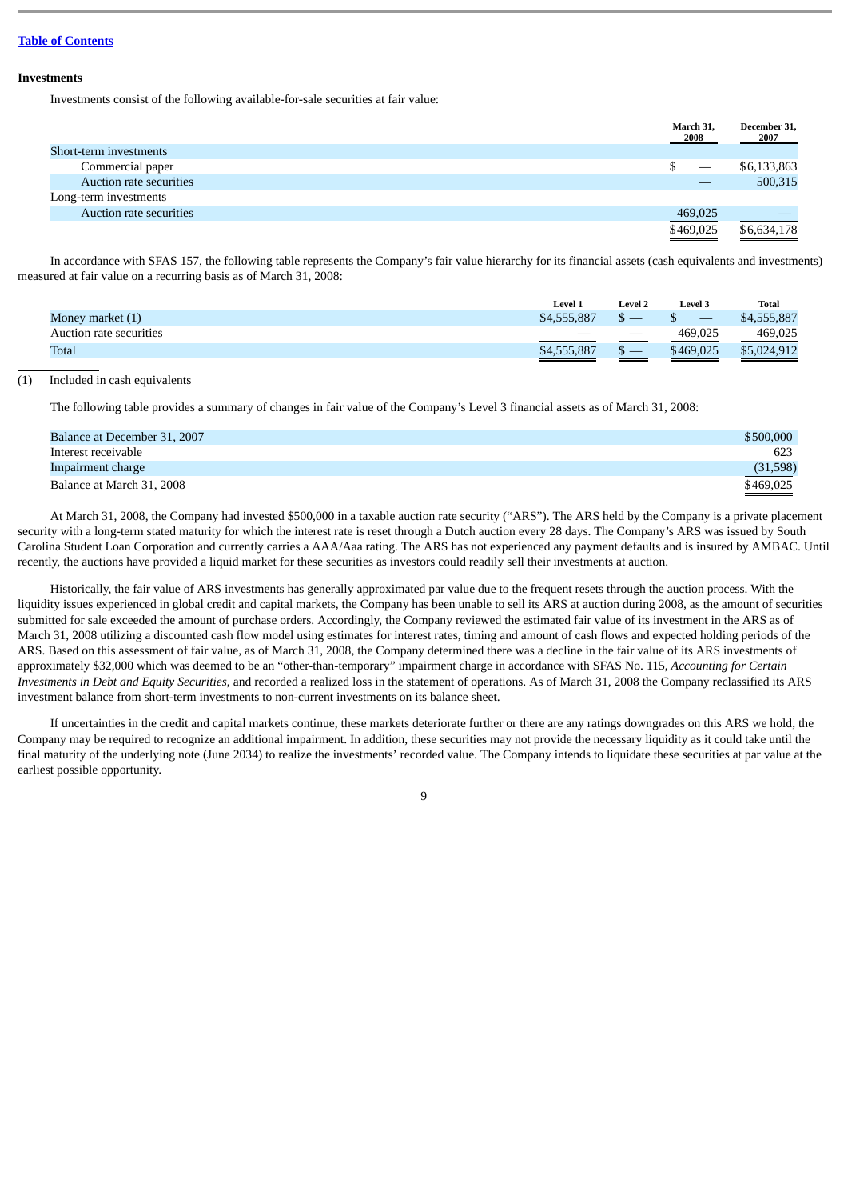[Table of Contents](#)

**Investments**

Investments consist of the following available-for-sale securities at fair value:

| | March 31, 2008 | December 31, 2007 |
|---|---|---|
| Short-term investments | | |
| Commercial paper | $ — | $6,133,863 |
| Auction rate securities | — | 500,315 |
| Long-term investments | | |
| Auction rate securities | 469,025 | — |
| | $469,025 | $6,634,178 |

In accordance with SFAS 157, the following table represents the Company's fair value hierarchy for its financial assets (cash equivalents and investments) measured at fair value on a recurring basis as of March 31, 2008:

| | Level 1 | Level 2 | Level 3 | Total |
|---|---|---|---|---|
| Money market (1) | $4,555,887 | $ — | $ — | $4,555,887 |
| Auction rate securities | — | — | 469,025 | 469,025 |
| Total | $4,555,887 | $ — | $469,025 | $5,024,912 |

(1) Included in cash equivalents

The following table provides a summary of changes in fair value of the Company's Level 3 financial assets as of March 31, 2008:

| | |
|---|---|
| Balance at December 31, 2007 | $500,000 |
| Interest receivable | 623 |
| Impairment charge | (31,598) |
| Balance at March 31, 2008 | $469,025 |

At March 31, 2008, the Company had invested $500,000 in a taxable auction rate security ("ARS"). The ARS held by the Company is a private placement security with a long-term stated maturity for which the interest rate is reset through a Dutch auction every 28 days. The Company's ARS was issued by South Carolina Student Loan Corporation and currently carries a AAA/Aaa rating. The ARS has not experienced any payment defaults and is insured by AMBAC. Until recently, the auctions have provided a liquid market for these securities as investors could readily sell their investments at auction.

Historically, the fair value of ARS investments has generally approximated par value due to the frequent resets through the auction process. With the liquidity issues experienced in global credit and capital markets, the Company has been unable to sell its ARS at auction during 2008, as the amount of securities submitted for sale exceeded the amount of purchase orders. Accordingly, the Company reviewed the estimated fair value of its investment in the ARS as of March 31, 2008 utilizing a discounted cash flow model using estimates for interest rates, timing and amount of cash flows and expected holding periods of the ARS. Based on this assessment of fair value, as of March 31, 2008, the Company determined there was a decline in the fair value of its ARS investments of approximately $32,000 which was deemed to be an "other-than-temporary" impairment charge in accordance with SFAS No. 115, *Accounting for Certain Investments in Debt and Equity Securities*, and recorded a realized loss in the statement of operations. As of March 31, 2008 the Company reclassified its ARS investment balance from short-term investments to non-current investments on its balance sheet.

If uncertainties in the credit and capital markets continue, these markets deteriorate further or there are any ratings downgrades on this ARS we hold, the Company may be required to recognize an additional impairment. In addition, these securities may not provide the necessary liquidity as it could take until the final maturity of the underlying note (June 2034) to realize the investments' recorded value. The Company intends to liquidate these securities at par value at the earliest possible opportunity.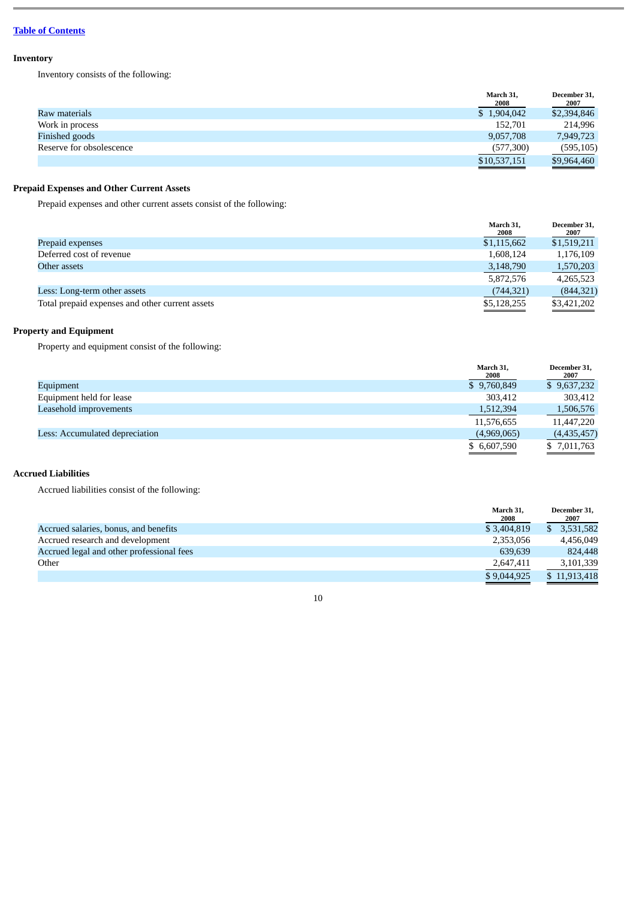[Table of Contents]

### Inventory

Inventory consists of the following:

| | March 31, 2008 | December 31, 2007 |
|---|---|---|
| Raw materials | $ 1,904,042 | $2,394,846 |
| Work in process | 152,701 | 214,996 |
| Finished goods | 9,057,708 | 7,949,723 |
| Reserve for obsolescence | (577,300) | (595,105) |
| | $10,537,151 | $9,964,460 |

### Prepaid Expenses and Other Current Assets

Prepaid expenses and other current assets consist of the following:

| | March 31, 2008 | December 31, 2007 |
|---|---|---|
| Prepaid expenses | $1,115,662 | $1,519,211 |
| Deferred cost of revenue | 1,608,124 | 1,176,109 |
| Other assets | 3,148,790 | 1,570,203 |
| | 5,872,576 | 4,265,523 |
| Less: Long-term other assets | (744,321) | (844,321) |
| Total prepaid expenses and other current assets | $5,128,255 | $3,421,202 |

### Property and Equipment

Property and equipment consist of the following:

| | March 31, 2008 | December 31, 2007 |
|---|---|---|
| Equipment | $ 9,760,849 | $ 9,637,232 |
| Equipment held for lease | 303,412 | 303,412 |
| Leasehold improvements | 1,512,394 | 1,506,576 |
| | 11,576,655 | 11,447,220 |
| Less: Accumulated depreciation | (4,969,065) | (4,435,457) |
| | $ 6,607,590 | $ 7,011,763 |

### Accrued Liabilities

Accrued liabilities consist of the following:

| | March 31, 2008 | December 31, 2007 |
|---|---|---|
| Accrued salaries, bonus, and benefits | $ 3,404,819 | $ 3,531,582 |
| Accrued research and development | 2,353,056 | 4,456,049 |
| Accrued legal and other professional fees | 639,639 | 824,448 |
| Other | 2,647,411 | 3,101,339 |
| | $ 9,044,925 | $ 11,913,418 |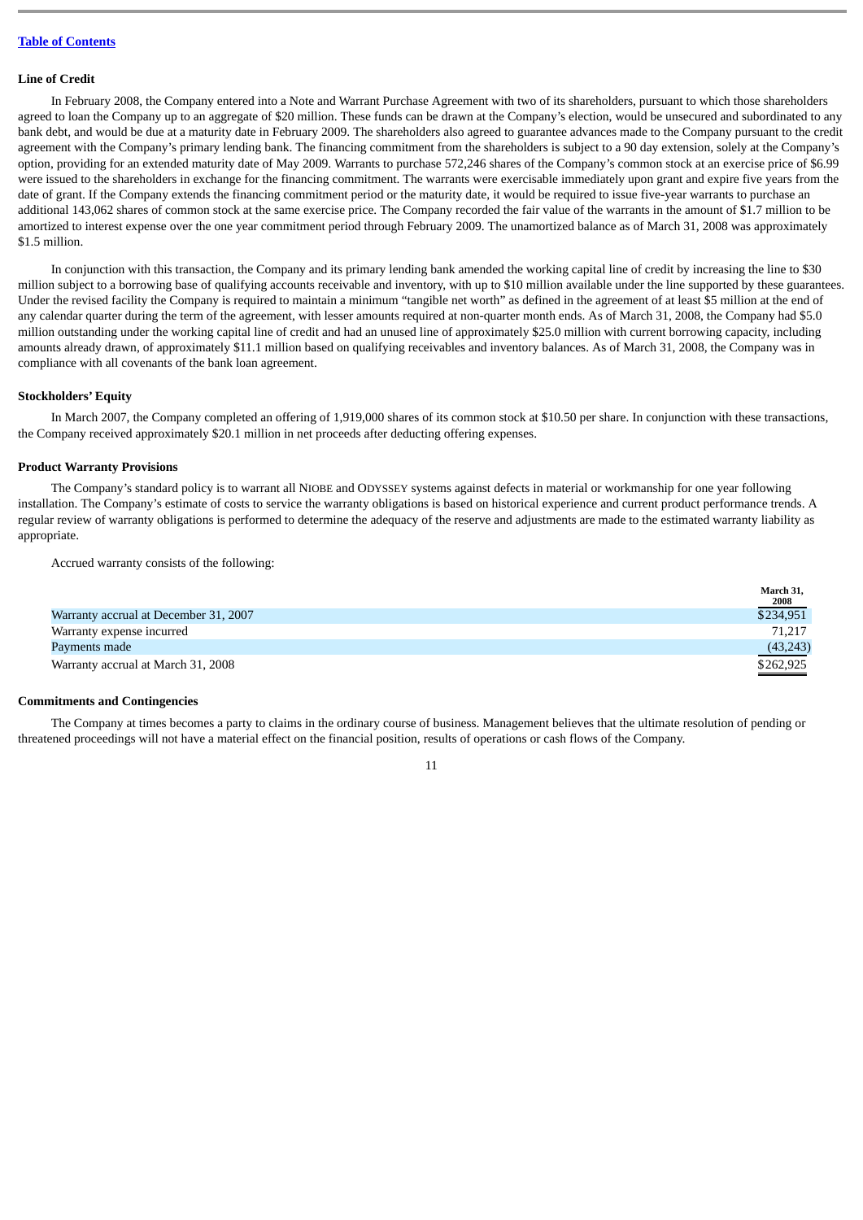[Table of Contents](#)

### Line of Credit

In February 2008, the Company entered into a Note and Warrant Purchase Agreement with two of its shareholders, pursuant to which those shareholders agreed to loan the Company up to an aggregate of $20 million. These funds can be drawn at the Company's election, would be unsecured and subordinated to any bank debt, and would be due at a maturity date in February 2009. The shareholders also agreed to guarantee advances made to the Company pursuant to the credit agreement with the Company's primary lending bank. The financing commitment from the shareholders is subject to a 90 day extension, solely at the Company's option, providing for an extended maturity date of May 2009. Warrants to purchase 572,246 shares of the Company's common stock at an exercise price of $6.99 were issued to the shareholders in exchange for the financing commitment. The warrants were exercisable immediately upon grant and expire five years from the date of grant. If the Company extends the financing commitment period or the maturity date, it would be required to issue five-year warrants to purchase an additional 143,062 shares of common stock at the same exercise price. The Company recorded the fair value of the warrants in the amount of $1.7 million to be amortized to interest expense over the one year commitment period through February 2009. The unamortized balance as of March 31, 2008 was approximately $1.5 million.

In conjunction with this transaction, the Company and its primary lending bank amended the working capital line of credit by increasing the line to $30 million subject to a borrowing base of qualifying accounts receivable and inventory, with up to $10 million available under the line supported by these guarantees. Under the revised facility the Company is required to maintain a minimum "tangible net worth" as defined in the agreement of at least $5 million at the end of any calendar quarter during the term of the agreement, with lesser amounts required at non-quarter month ends. As of March 31, 2008, the Company had $5.0 million outstanding under the working capital line of credit and had an unused line of approximately $25.0 million with current borrowing capacity, including amounts already drawn, of approximately $11.1 million based on qualifying receivables and inventory balances. As of March 31, 2008, the Company was in compliance with all covenants of the bank loan agreement.

### Stockholders' Equity

In March 2007, the Company completed an offering of 1,919,000 shares of its common stock at $10.50 per share. In conjunction with these transactions, the Company received approximately $20.1 million in net proceeds after deducting offering expenses.

### Product Warranty Provisions

The Company's standard policy is to warrant all NIOBE and ODYSSEY systems against defects in material or workmanship for one year following installation. The Company's estimate of costs to service the warranty obligations is based on historical experience and current product performance trends. A regular review of warranty obligations is performed to determine the adequacy of the reserve and adjustments are made to the estimated warranty liability as appropriate.

Accrued warranty consists of the following:

| | March 31, 2008 |
|---|---|
| Warranty accrual at December 31, 2007 | $234,951 |
| Warranty expense incurred | 71,217 |
| Payments made | (43,243) |
| Warranty accrual at March 31, 2008 | $262,925 |

### Commitments and Contingencies

The Company at times becomes a party to claims in the ordinary course of business. Management believes that the ultimate resolution of pending or threatened proceedings will not have a material effect on the financial position, results of operations or cash flows of the Company.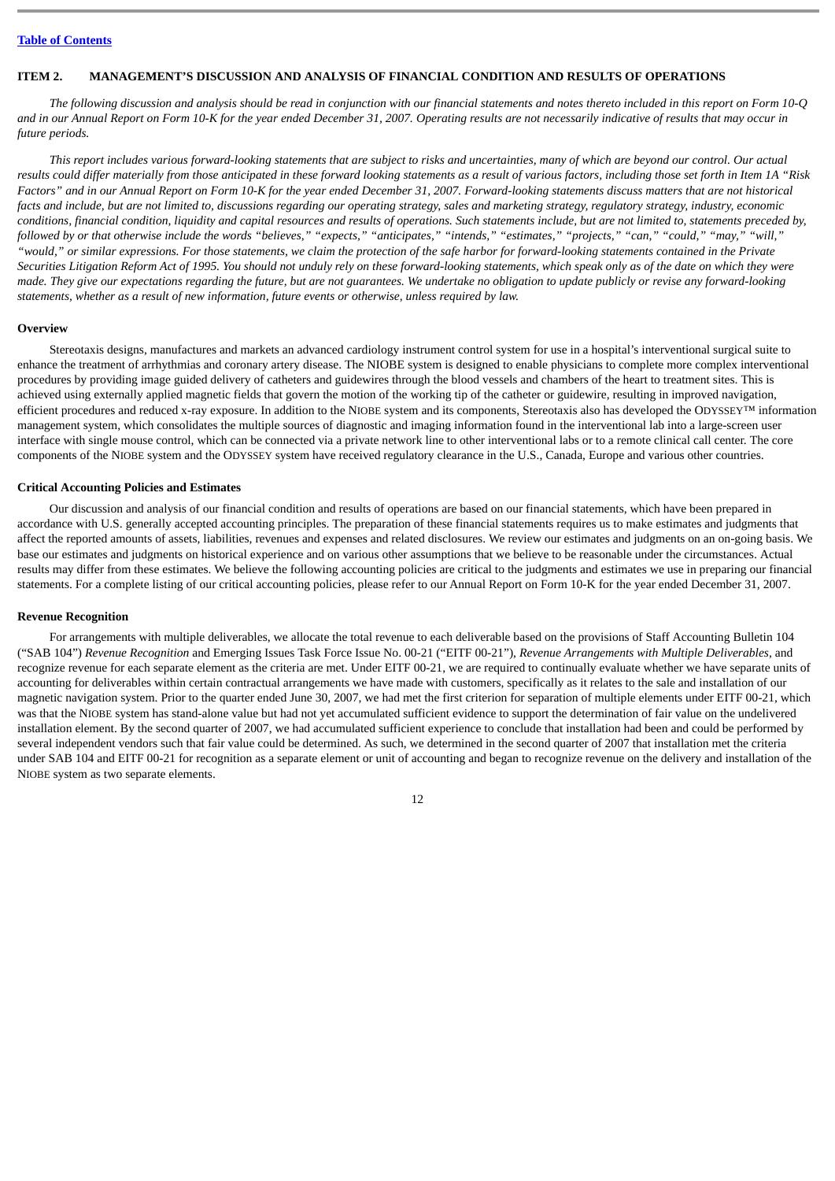**ITEM 2. MANAGEMENT'S DISCUSSION AND ANALYSIS OF FINANCIAL CONDITION AND RESULTS OF OPERATIONS**

*The following discussion and analysis should be read in conjunction with our financial statements and notes thereto included in this report on Form 10-Q and in our Annual Report on Form 10-K for the year ended December 31, 2007. Operating results are not necessarily indicative of results that may occur in future periods.*

*This report includes various forward-looking statements that are subject to risks and uncertainties, many of which are beyond our control. Our actual results could differ materially from those anticipated in these forward looking statements as a result of various factors, including those set forth in Item 1A "Risk Factors" and in our Annual Report on Form 10-K for the year ended December 31, 2007. Forward-looking statements discuss matters that are not historical facts and include, but are not limited to, discussions regarding our operating strategy, sales and marketing strategy, regulatory strategy, industry, economic conditions, financial condition, liquidity and capital resources and results of operations. Such statements include, but are not limited to, statements preceded by, followed by or that otherwise include the words "believes," "expects," "anticipates," "intends," "estimates," "projects," "can," "could," "may," "will," "would," or similar expressions. For those statements, we claim the protection of the safe harbor for forward-looking statements contained in the Private Securities Litigation Reform Act of 1995. You should not unduly rely on these forward-looking statements, which speak only as of the date on which they were made. They give our expectations regarding the future, but are not guarantees. We undertake no obligation to update publicly or revise any forward-looking statements, whether as a result of new information, future events or otherwise, unless required by law.*

**Overview**

Stereotaxis designs, manufactures and markets an advanced cardiology instrument control system for use in a hospital's interventional surgical suite to enhance the treatment of arrhythmias and coronary artery disease. The NIOBE system is designed to enable physicians to complete more complex interventional procedures by providing image guided delivery of catheters and guidewires through the blood vessels and chambers of the heart to treatment sites. This is achieved using externally applied magnetic fields that govern the motion of the working tip of the catheter or guidewire, resulting in improved navigation, efficient procedures and reduced x-ray exposure. In addition to the NIOBE system and its components, Stereotaxis also has developed the ODYSSEY™ information management system, which consolidates the multiple sources of diagnostic and imaging information found in the interventional lab into a large-screen user interface with single mouse control, which can be connected via a private network line to other interventional labs or to a remote clinical call center. The core components of the NIOBE system and the ODYSSEY system have received regulatory clearance in the U.S., Canada, Europe and various other countries.

**Critical Accounting Policies and Estimates**

Our discussion and analysis of our financial condition and results of operations are based on our financial statements, which have been prepared in accordance with U.S. generally accepted accounting principles. The preparation of these financial statements requires us to make estimates and judgments that affect the reported amounts of assets, liabilities, revenues and expenses and related disclosures. We review our estimates and judgments on an on-going basis. We base our estimates and judgments on historical experience and on various other assumptions that we believe to be reasonable under the circumstances. Actual results may differ from these estimates. We believe the following accounting policies are critical to the judgments and estimates we use in preparing our financial statements. For a complete listing of our critical accounting policies, please refer to our Annual Report on Form 10-K for the year ended December 31, 2007.

**Revenue Recognition**

For arrangements with multiple deliverables, we allocate the total revenue to each deliverable based on the provisions of Staff Accounting Bulletin 104 ("SAB 104") *Revenue Recognition* and Emerging Issues Task Force Issue No. 00-21 ("EITF 00-21"), *Revenue Arrangements with Multiple Deliverables*, and recognize revenue for each separate element as the criteria are met. Under EITF 00-21, we are required to continually evaluate whether we have separate units of accounting for deliverables within certain contractual arrangements we have made with customers, specifically as it relates to the sale and installation of our magnetic navigation system. Prior to the quarter ended June 30, 2007, we had met the first criterion for separation of multiple elements under EITF 00-21, which was that the NIOBE system has stand-alone value but had not yet accumulated sufficient evidence to support the determination of fair value on the undelivered installation element. By the second quarter of 2007, we had accumulated sufficient experience to conclude that installation had been and could be performed by several independent vendors such that fair value could be determined. As such, we determined in the second quarter of 2007 that installation met the criteria under SAB 104 and EITF 00-21 for recognition as a separate element or unit of accounting and began to recognize revenue on the delivery and installation of the NIOBE system as two separate elements.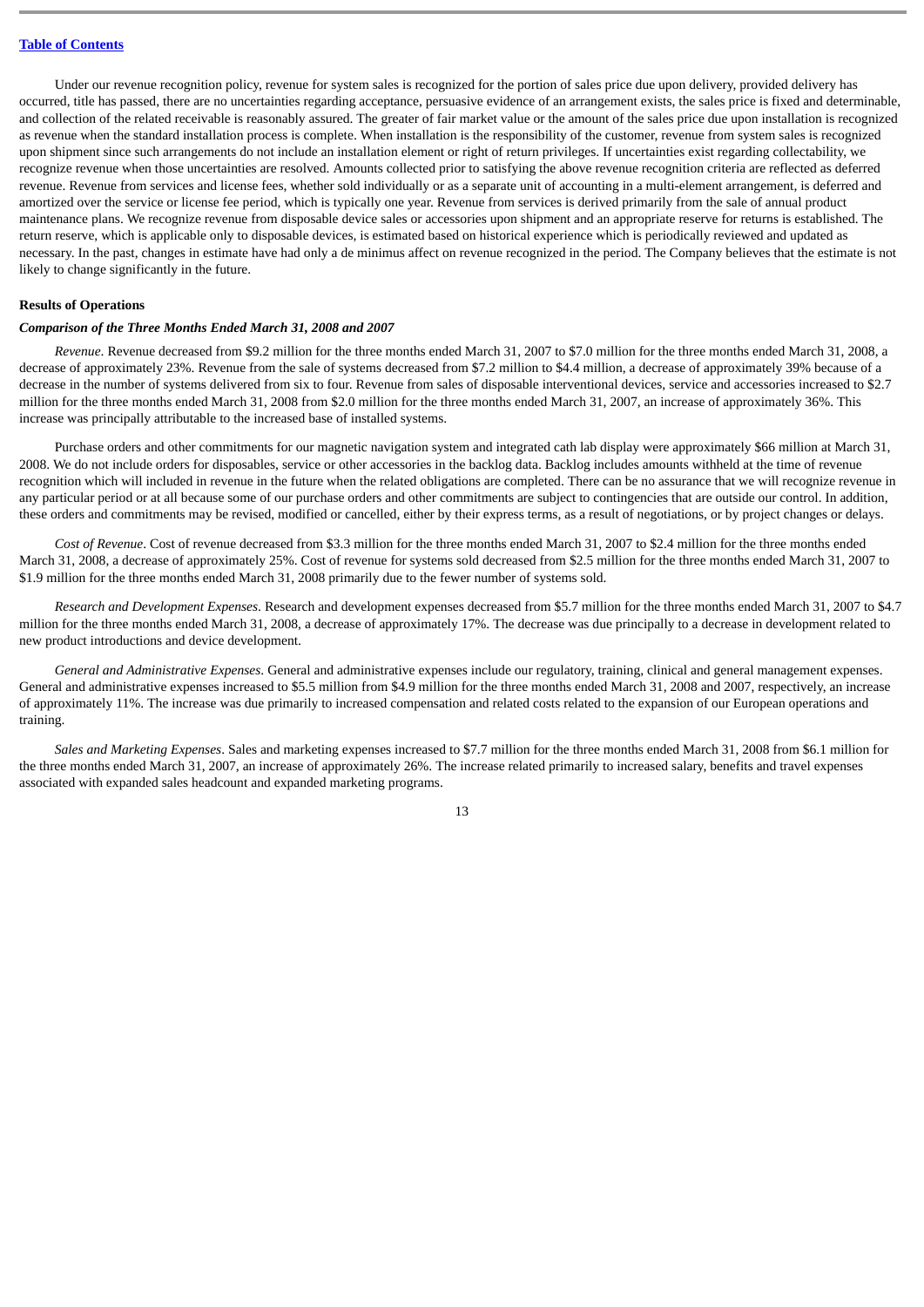Under our revenue recognition policy, revenue for system sales is recognized for the portion of sales price due upon delivery, provided delivery has occurred, title has passed, there are no uncertainties regarding acceptance, persuasive evidence of an arrangement exists, the sales price is fixed and determinable, and collection of the related receivable is reasonably assured. The greater of fair market value or the amount of the sales price due upon installation is recognized as revenue when the standard installation process is complete. When installation is the responsibility of the customer, revenue from system sales is recognized upon shipment since such arrangements do not include an installation element or right of return privileges. If uncertainties exist regarding collectability, we recognize revenue when those uncertainties are resolved. Amounts collected prior to satisfying the above revenue recognition criteria are reflected as deferred revenue. Revenue from services and license fees, whether sold individually or as a separate unit of accounting in a multi-element arrangement, is deferred and amortized over the service or license fee period, which is typically one year. Revenue from services is derived primarily from the sale of annual product maintenance plans. We recognize revenue from disposable device sales or accessories upon shipment and an appropriate reserve for returns is established. The return reserve, which is applicable only to disposable devices, is estimated based on historical experience which is periodically reviewed and updated as necessary. In the past, changes in estimate have had only a de minimus affect on revenue recognized in the period. The Company believes that the estimate is not likely to change significantly in the future.

**Results of Operations**

***Comparison of the Three Months Ended March 31, 2008 and 2007***

*Revenue.* Revenue decreased from $9.2 million for the three months ended March 31, 2007 to $7.0 million for the three months ended March 31, 2008, a decrease of approximately 23%. Revenue from the sale of systems decreased from $7.2 million to $4.4 million, a decrease of approximately 39% because of a decrease in the number of systems delivered from six to four. Revenue from sales of disposable interventional devices, service and accessories increased to $2.7 million for the three months ended March 31, 2008 from $2.0 million for the three months ended March 31, 2007, an increase of approximately 36%. This increase was principally attributable to the increased base of installed systems.

Purchase orders and other commitments for our magnetic navigation system and integrated cath lab display were approximately $66 million at March 31, 2008. We do not include orders for disposables, service or other accessories in the backlog data. Backlog includes amounts withheld at the time of revenue recognition which will included in revenue in the future when the related obligations are completed. There can be no assurance that we will recognize revenue in any particular period or at all because some of our purchase orders and other commitments are subject to contingencies that are outside our control. In addition, these orders and commitments may be revised, modified or cancelled, either by their express terms, as a result of negotiations, or by project changes or delays.

*Cost of Revenue*. Cost of revenue decreased from $3.3 million for the three months ended March 31, 2007 to $2.4 million for the three months ended March 31, 2008, a decrease of approximately 25%. Cost of revenue for systems sold decreased from $2.5 million for the three months ended March 31, 2007 to $1.9 million for the three months ended March 31, 2008 primarily due to the fewer number of systems sold.

*Research and Development Expenses*. Research and development expenses decreased from $5.7 million for the three months ended March 31, 2007 to $4.7 million for the three months ended March 31, 2008, a decrease of approximately 17%. The decrease was due principally to a decrease in development related to new product introductions and device development.

*General and Administrative Expenses*. General and administrative expenses include our regulatory, training, clinical and general management expenses. General and administrative expenses increased to $5.5 million from $4.9 million for the three months ended March 31, 2008 and 2007, respectively, an increase of approximately 11%. The increase was due primarily to increased compensation and related costs related to the expansion of our European operations and training.

*Sales and Marketing Expenses*. Sales and marketing expenses increased to $7.7 million for the three months ended March 31, 2008 from $6.1 million for the three months ended March 31, 2007, an increase of approximately 26%. The increase related primarily to increased salary, benefits and travel expenses associated with expanded sales headcount and expanded marketing programs.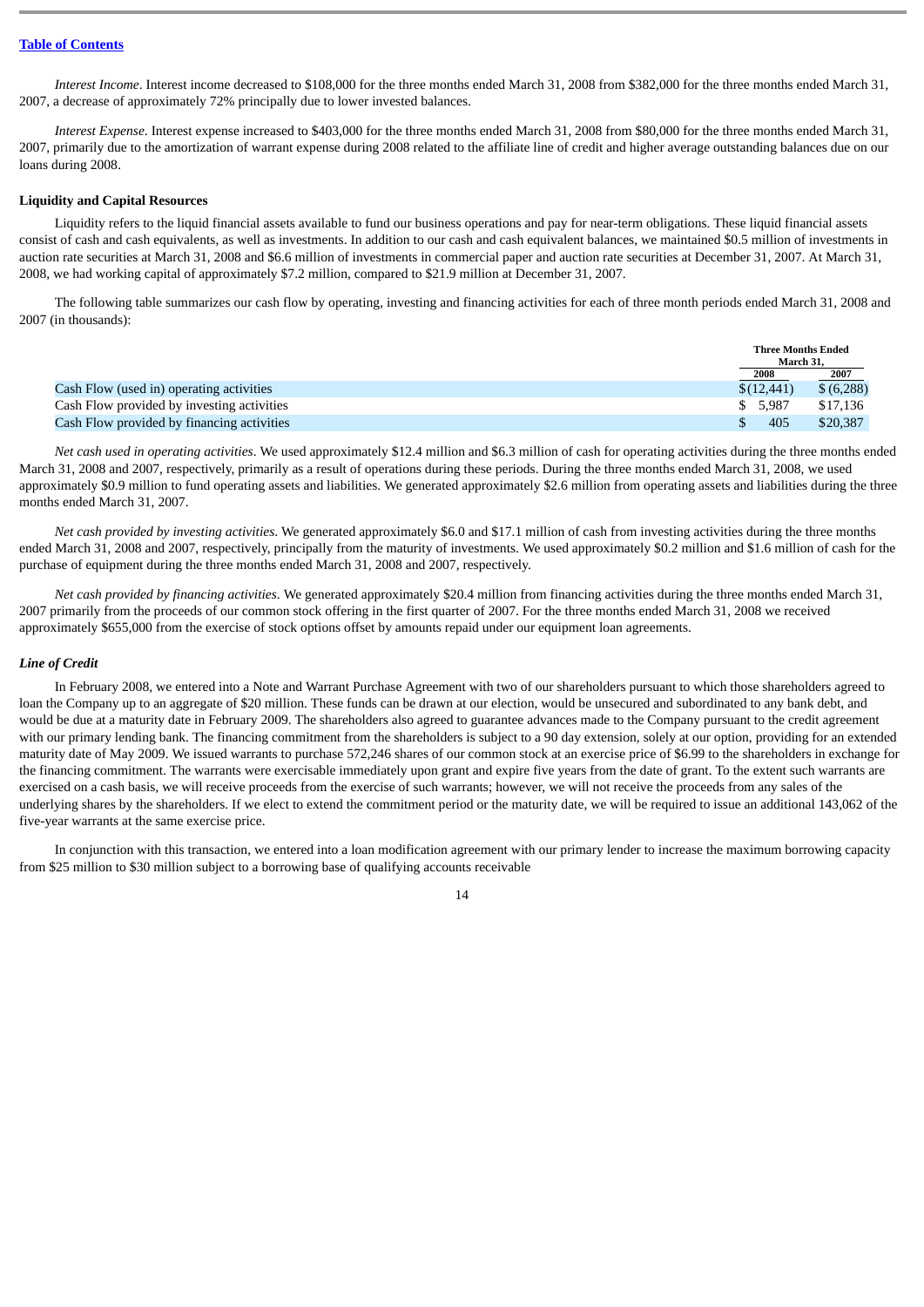*Interest Income*. Interest income decreased to $108,000 for the three months ended March 31, 2008 from $382,000 for the three months ended March 31, 2007, a decrease of approximately 72% principally due to lower invested balances.

*Interest Expense*. Interest expense increased to $403,000 for the three months ended March 31, 2008 from $80,000 for the three months ended March 31, 2007, primarily due to the amortization of warrant expense during 2008 related to the affiliate line of credit and higher average outstanding balances due on our loans during 2008.

**Liquidity and Capital Resources**

Liquidity refers to the liquid financial assets available to fund our business operations and pay for near-term obligations. These liquid financial assets consist of cash and cash equivalents, as well as investments. In addition to our cash and cash equivalent balances, we maintained $0.5 million of investments in auction rate securities at March 31, 2008 and $6.6 million of investments in commercial paper and auction rate securities at December 31, 2007. At March 31, 2008, we had working capital of approximately $7.2 million, compared to $21.9 million at December 31, 2007.

The following table summarizes our cash flow by operating, investing and financing activities for each of three month periods ended March 31, 2008 and 2007 (in thousands):

| | Three Months Ended March 31, | |
|---|---|---|
| | 2008 | 2007 |
| Cash Flow (used in) operating activities | $(12,441) | $ (6,288) |
| Cash Flow provided by investing activities | $ 5,987 | $17,136 |
| Cash Flow provided by financing activities | $ 405 | $20,387 |

*Net cash used in operating activities*. We used approximately $12.4 million and $6.3 million of cash for operating activities during the three months ended March 31, 2008 and 2007, respectively, primarily as a result of operations during these periods. During the three months ended March 31, 2008, we used approximately $0.9 million to fund operating assets and liabilities. We generated approximately $2.6 million from operating assets and liabilities during the three months ended March 31, 2007.

*Net cash provided by investing activities*. We generated approximately $6.0 and $17.1 million of cash from investing activities during the three months ended March 31, 2008 and 2007, respectively, principally from the maturity of investments. We used approximately $0.2 million and $1.6 million of cash for the purchase of equipment during the three months ended March 31, 2008 and 2007, respectively.

*Net cash provided by financing activities*. We generated approximately $20.4 million from financing activities during the three months ended March 31, 2007 primarily from the proceeds of our common stock offering in the first quarter of 2007. For the three months ended March 31, 2008 we received approximately $655,000 from the exercise of stock options offset by amounts repaid under our equipment loan agreements.

***Line of Credit***

In February 2008, we entered into a Note and Warrant Purchase Agreement with two of our shareholders pursuant to which those shareholders agreed to loan the Company up to an aggregate of $20 million. These funds can be drawn at our election, would be unsecured and subordinated to any bank debt, and would be due at a maturity date in February 2009. The shareholders also agreed to guarantee advances made to the Company pursuant to the credit agreement with our primary lending bank. The financing commitment from the shareholders is subject to a 90 day extension, solely at our option, providing for an extended maturity date of May 2009. We issued warrants to purchase 572,246 shares of our common stock at an exercise price of $6.99 to the shareholders in exchange for the financing commitment. The warrants were exercisable immediately upon grant and expire five years from the date of grant. To the extent such warrants are exercised on a cash basis, we will receive proceeds from the exercise of such warrants; however, we will not receive the proceeds from any sales of the underlying shares by the shareholders. If we elect to extend the commitment period or the maturity date, we will be required to issue an additional 143,062 of the five-year warrants at the same exercise price.

In conjunction with this transaction, we entered into a loan modification agreement with our primary lender to increase the maximum borrowing capacity from $25 million to $30 million subject to a borrowing base of qualifying accounts receivable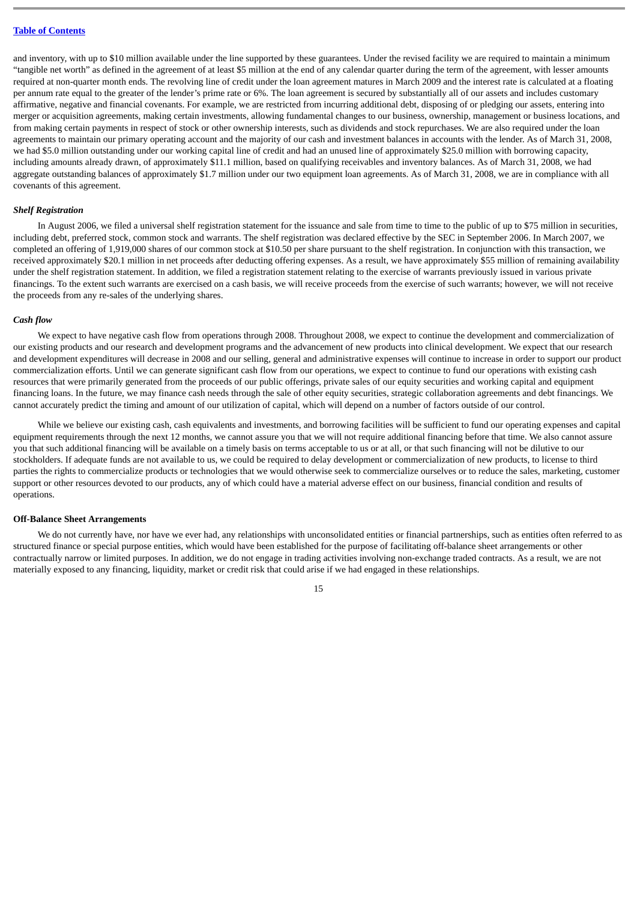and inventory, with up to $10 million available under the line supported by these guarantees. Under the revised facility we are required to maintain a minimum "tangible net worth" as defined in the agreement of at least $5 million at the end of any calendar quarter during the term of the agreement, with lesser amounts required at non-quarter month ends. The revolving line of credit under the loan agreement matures in March 2009 and the interest rate is calculated at a floating per annum rate equal to the greater of the lender's prime rate or 6%. The loan agreement is secured by substantially all of our assets and includes customary affirmative, negative and financial covenants. For example, we are restricted from incurring additional debt, disposing of or pledging our assets, entering into merger or acquisition agreements, making certain investments, allowing fundamental changes to our business, ownership, management or business locations, and from making certain payments in respect of stock or other ownership interests, such as dividends and stock repurchases. We are also required under the loan agreements to maintain our primary operating account and the majority of our cash and investment balances in accounts with the lender. As of March 31, 2008, we had $5.0 million outstanding under our working capital line of credit and had an unused line of approximately $25.0 million with borrowing capacity, including amounts already drawn, of approximately $11.1 million, based on qualifying receivables and inventory balances. As of March 31, 2008, we had aggregate outstanding balances of approximately $1.7 million under our two equipment loan agreements. As of March 31, 2008, we are in compliance with all covenants of this agreement.

***Shelf Registration***

In August 2006, we filed a universal shelf registration statement for the issuance and sale from time to time to the public of up to $75 million in securities, including debt, preferred stock, common stock and warrants. The shelf registration was declared effective by the SEC in September 2006. In March 2007, we completed an offering of 1,919,000 shares of our common stock at $10.50 per share pursuant to the shelf registration. In conjunction with this transaction, we received approximately $20.1 million in net proceeds after deducting offering expenses. As a result, we have approximately $55 million of remaining availability under the shelf registration statement. In addition, we filed a registration statement relating to the exercise of warrants previously issued in various private financings. To the extent such warrants are exercised on a cash basis, we will receive proceeds from the exercise of such warrants; however, we will not receive the proceeds from any re-sales of the underlying shares.

***Cash flow***

We expect to have negative cash flow from operations through 2008. Throughout 2008, we expect to continue the development and commercialization of our existing products and our research and development programs and the advancement of new products into clinical development. We expect that our research and development expenditures will decrease in 2008 and our selling, general and administrative expenses will continue to increase in order to support our product commercialization efforts. Until we can generate significant cash flow from our operations, we expect to continue to fund our operations with existing cash resources that were primarily generated from the proceeds of our public offerings, private sales of our equity securities and working capital and equipment financing loans. In the future, we may finance cash needs through the sale of other equity securities, strategic collaboration agreements and debt financings. We cannot accurately predict the timing and amount of our utilization of capital, which will depend on a number of factors outside of our control.

While we believe our existing cash, cash equivalents and investments, and borrowing facilities will be sufficient to fund our operating expenses and capital equipment requirements through the next 12 months, we cannot assure you that we will not require additional financing before that time. We also cannot assure you that such additional financing will be available on a timely basis on terms acceptable to us or at all, or that such financing will not be dilutive to our stockholders. If adequate funds are not available to us, we could be required to delay development or commercialization of new products, to license to third parties the rights to commercialize products or technologies that we would otherwise seek to commercialize ourselves or to reduce the sales, marketing, customer support or other resources devoted to our products, any of which could have a material adverse effect on our business, financial condition and results of operations.

**Off-Balance Sheet Arrangements**

We do not currently have, nor have we ever had, any relationships with unconsolidated entities or financial partnerships, such as entities often referred to as structured finance or special purpose entities, which would have been established for the purpose of facilitating off-balance sheet arrangements or other contractually narrow or limited purposes. In addition, we do not engage in trading activities involving non-exchange traded contracts. As a result, we are not materially exposed to any financing, liquidity, market or credit risk that could arise if we had engaged in these relationships.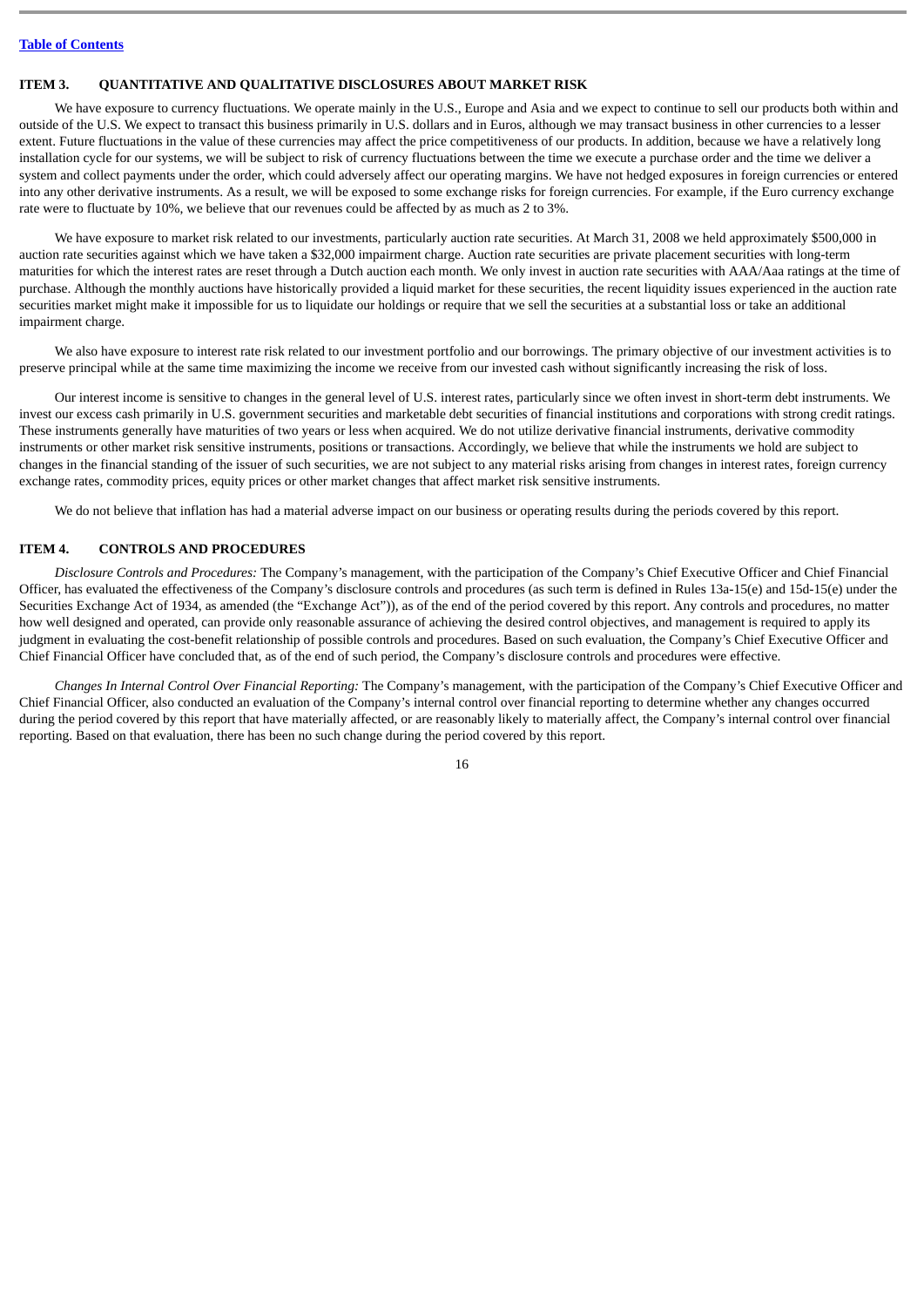### ITEM 3. QUANTITATIVE AND QUALITATIVE DISCLOSURES ABOUT MARKET RISK

We have exposure to currency fluctuations. We operate mainly in the U.S., Europe and Asia and we expect to continue to sell our products both within and outside of the U.S. We expect to transact this business primarily in U.S. dollars and in Euros, although we may transact business in other currencies to a lesser extent. Future fluctuations in the value of these currencies may affect the price competitiveness of our products. In addition, because we have a relatively long installation cycle for our systems, we will be subject to risk of currency fluctuations between the time we execute a purchase order and the time we deliver a system and collect payments under the order, which could adversely affect our operating margins. We have not hedged exposures in foreign currencies or entered into any other derivative instruments. As a result, we will be exposed to some exchange risks for foreign currencies. For example, if the Euro currency exchange rate were to fluctuate by 10%, we believe that our revenues could be affected by as much as 2 to 3%.

We have exposure to market risk related to our investments, particularly auction rate securities. At March 31, 2008 we held approximately $500,000 in auction rate securities against which we have taken a $32,000 impairment charge. Auction rate securities are private placement securities with long-term maturities for which the interest rates are reset through a Dutch auction each month. We only invest in auction rate securities with AAA/Aaa ratings at the time of purchase. Although the monthly auctions have historically provided a liquid market for these securities, the recent liquidity issues experienced in the auction rate securities market might make it impossible for us to liquidate our holdings or require that we sell the securities at a substantial loss or take an additional impairment charge.

We also have exposure to interest rate risk related to our investment portfolio and our borrowings. The primary objective of our investment activities is to preserve principal while at the same time maximizing the income we receive from our invested cash without significantly increasing the risk of loss.

Our interest income is sensitive to changes in the general level of U.S. interest rates, particularly since we often invest in short-term debt instruments. We invest our excess cash primarily in U.S. government securities and marketable debt securities of financial institutions and corporations with strong credit ratings. These instruments generally have maturities of two years or less when acquired. We do not utilize derivative financial instruments, derivative commodity instruments or other market risk sensitive instruments, positions or transactions. Accordingly, we believe that while the instruments we hold are subject to changes in the financial standing of the issuer of such securities, we are not subject to any material risks arising from changes in interest rates, foreign currency exchange rates, commodity prices, equity prices or other market changes that affect market risk sensitive instruments.

We do not believe that inflation has had a material adverse impact on our business or operating results during the periods covered by this report.

### ITEM 4. CONTROLS AND PROCEDURES

*Disclosure Controls and Procedures:* The Company's management, with the participation of the Company's Chief Executive Officer and Chief Financial Officer, has evaluated the effectiveness of the Company's disclosure controls and procedures (as such term is defined in Rules 13a-15(e) and 15d-15(e) under the Securities Exchange Act of 1934, as amended (the "Exchange Act")), as of the end of the period covered by this report. Any controls and procedures, no matter how well designed and operated, can provide only reasonable assurance of achieving the desired control objectives, and management is required to apply its judgment in evaluating the cost-benefit relationship of possible controls and procedures. Based on such evaluation, the Company's Chief Executive Officer and Chief Financial Officer have concluded that, as of the end of such period, the Company's disclosure controls and procedures were effective.

*Changes In Internal Control Over Financial Reporting:* The Company's management, with the participation of the Company's Chief Executive Officer and Chief Financial Officer, also conducted an evaluation of the Company's internal control over financial reporting to determine whether any changes occurred during the period covered by this report that have materially affected, or are reasonably likely to materially affect, the Company's internal control over financial reporting. Based on that evaluation, there has been no such change during the period covered by this report.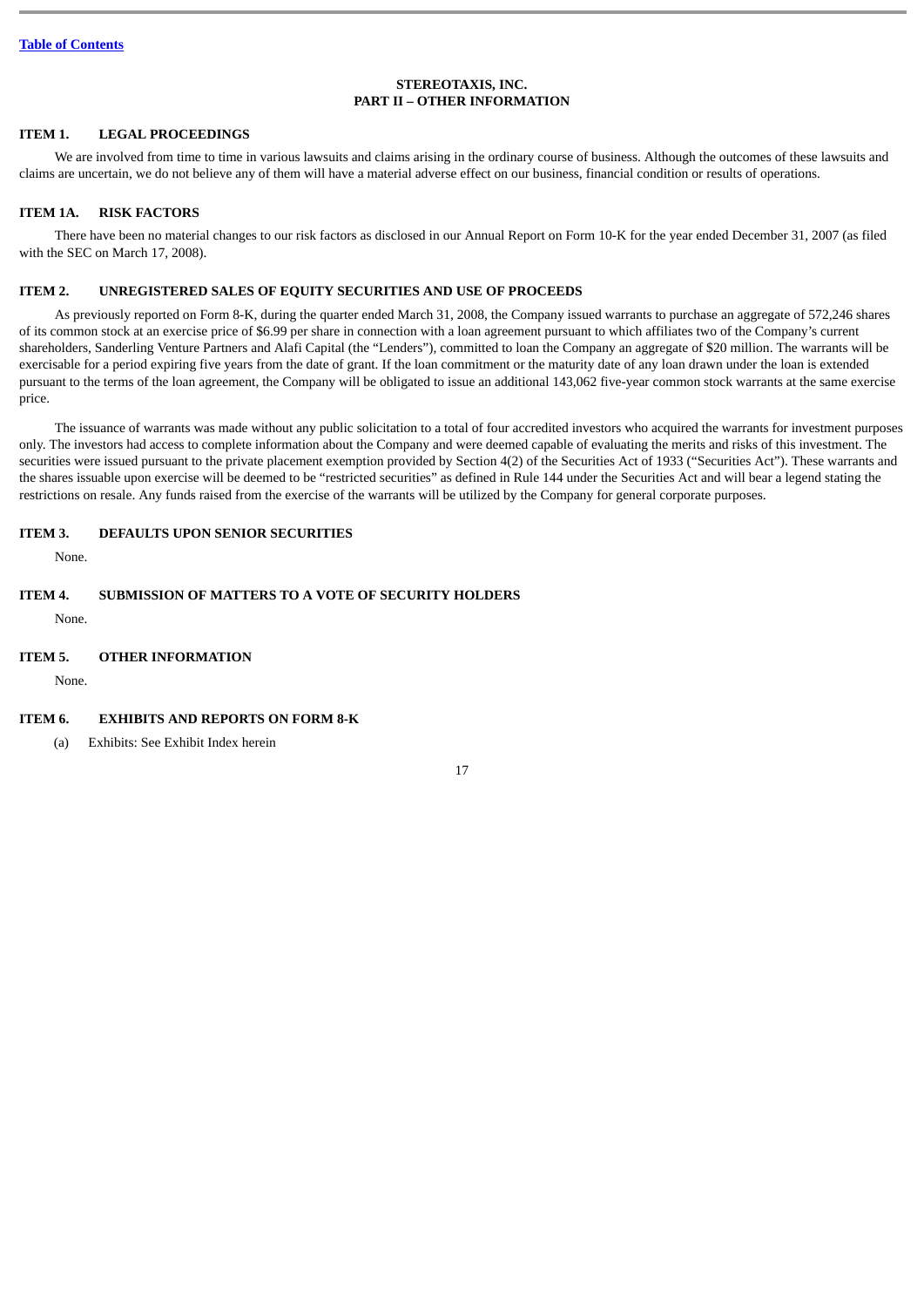[Table of Contents](#)

# STEREOTAXIS, INC.
## PART II – OTHER INFORMATION

### ITEM 1. LEGAL PROCEEDINGS

We are involved from time to time in various lawsuits and claims arising in the ordinary course of business. Although the outcomes of these lawsuits and claims are uncertain, we do not believe any of them will have a material adverse effect on our business, financial condition or results of operations.

### ITEM 1A. RISK FACTORS

There have been no material changes to our risk factors as disclosed in our Annual Report on Form 10-K for the year ended December 31, 2007 (as filed with the SEC on March 17, 2008).

### ITEM 2. UNREGISTERED SALES OF EQUITY SECURITIES AND USE OF PROCEEDS

As previously reported on Form 8-K, during the quarter ended March 31, 2008, the Company issued warrants to purchase an aggregate of 572,246 shares of its common stock at an exercise price of $6.99 per share in connection with a loan agreement pursuant to which affiliates two of the Company's current shareholders, Sanderling Venture Partners and Alafi Capital (the "Lenders"), committed to loan the Company an aggregate of $20 million. The warrants will be exercisable for a period expiring five years from the date of grant. If the loan commitment or the maturity date of any loan drawn under the loan is extended pursuant to the terms of the loan agreement, the Company will be obligated to issue an additional 143,062 five-year common stock warrants at the same exercise price.

The issuance of warrants was made without any public solicitation to a total of four accredited investors who acquired the warrants for investment purposes only. The investors had access to complete information about the Company and were deemed capable of evaluating the merits and risks of this investment. The securities were issued pursuant to the private placement exemption provided by Section 4(2) of the Securities Act of 1933 ("Securities Act"). These warrants and the shares issuable upon exercise will be deemed to be "restricted securities" as defined in Rule 144 under the Securities Act and will bear a legend stating the restrictions on resale. Any funds raised from the exercise of the warrants will be utilized by the Company for general corporate purposes.

### ITEM 3. DEFAULTS UPON SENIOR SECURITIES

None.

### ITEM 4. SUBMISSION OF MATTERS TO A VOTE OF SECURITY HOLDERS

None.

### ITEM 5. OTHER INFORMATION

None.

### ITEM 6. EXHIBITS AND REPORTS ON FORM 8-K

(a) Exhibits: See Exhibit Index herein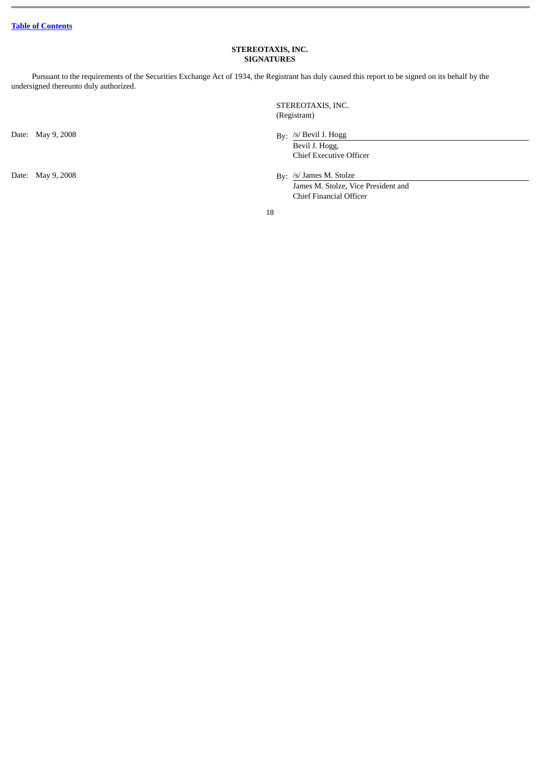**STEREOTAXIS, INC.**
**SIGNATURES**

Pursuant to the requirements of the Securities Exchange Act of 1934, the Registrant has duly caused this report to be signed on its behalf by the undersigned thereunto duly authorized.

STEREOTAXIS, INC.
(Registrant)

Date: May 9, 2008

By: /s/ Bevil J. Hogg
Bevil J. Hogg,
Chief Executive Officer

Date: May 9, 2008

By: /s/ James M. Stolze
James M. Stolze, Vice President and
Chief Financial Officer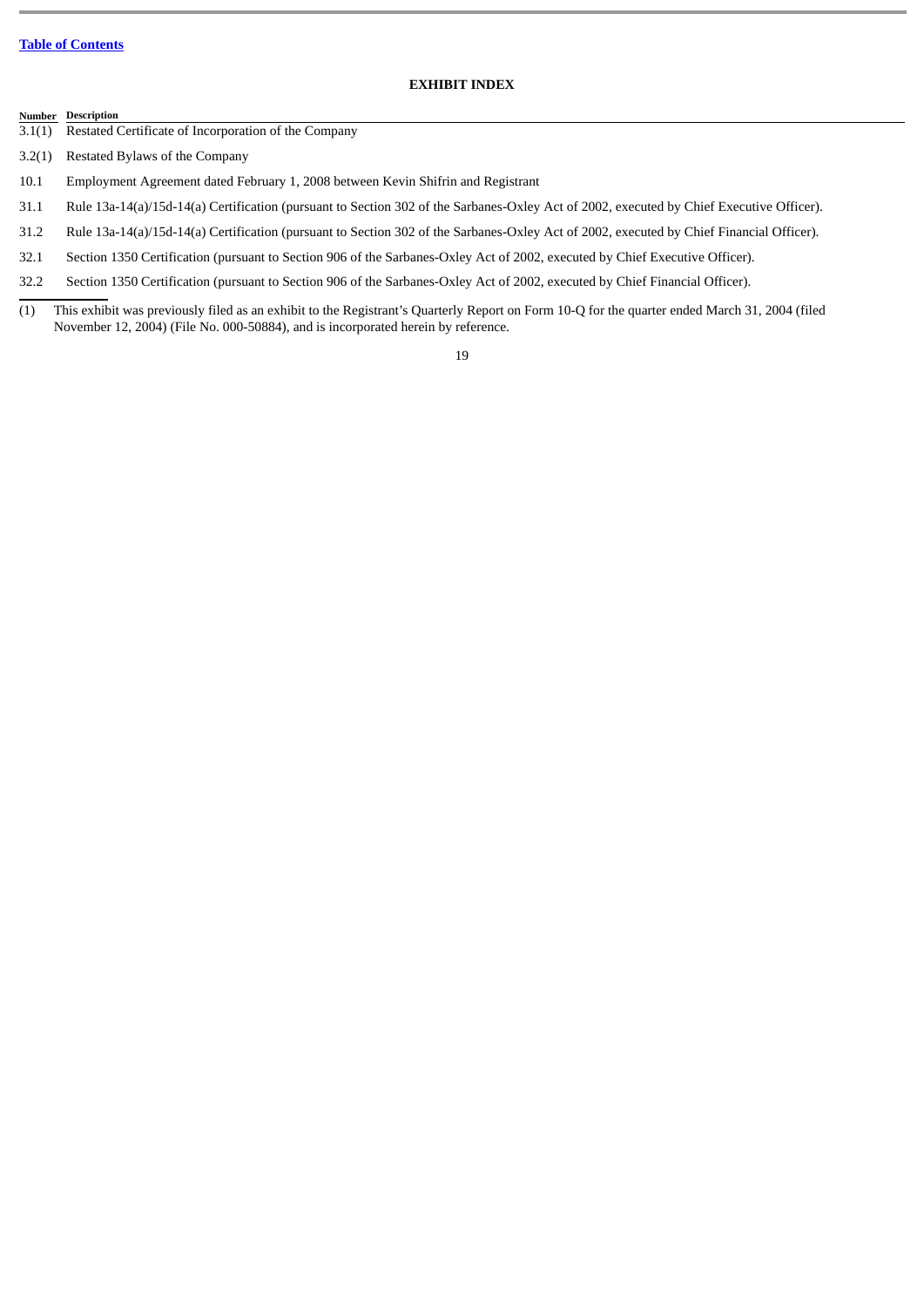[Table of Contents](#)

## EXHIBIT INDEX

| Number | Description |
| --- | --- |
| 3.1(1) | Restated Certificate of Incorporation of the Company |
| 3.2(1) | Restated Bylaws of the Company |
| 10.1 | Employment Agreement dated February 1, 2008 between Kevin Shifrin and Registrant |
| 31.1 | Rule 13a-14(a)/15d-14(a) Certification (pursuant to Section 302 of the Sarbanes-Oxley Act of 2002, executed by Chief Executive Officer). |
| 31.2 | Rule 13a-14(a)/15d-14(a) Certification (pursuant to Section 302 of the Sarbanes-Oxley Act of 2002, executed by Chief Financial Officer). |
| 32.1 | Section 1350 Certification (pursuant to Section 906 of the Sarbanes-Oxley Act of 2002, executed by Chief Executive Officer). |
| 32.2 | Section 1350 Certification (pursuant to Section 906 of the Sarbanes-Oxley Act of 2002, executed by Chief Financial Officer). |

(1) This exhibit was previously filed as an exhibit to the Registrant's Quarterly Report on Form 10-Q for the quarter ended March 31, 2004 (filed November 12, 2004) (File No. 000-50884), and is incorporated herein by reference.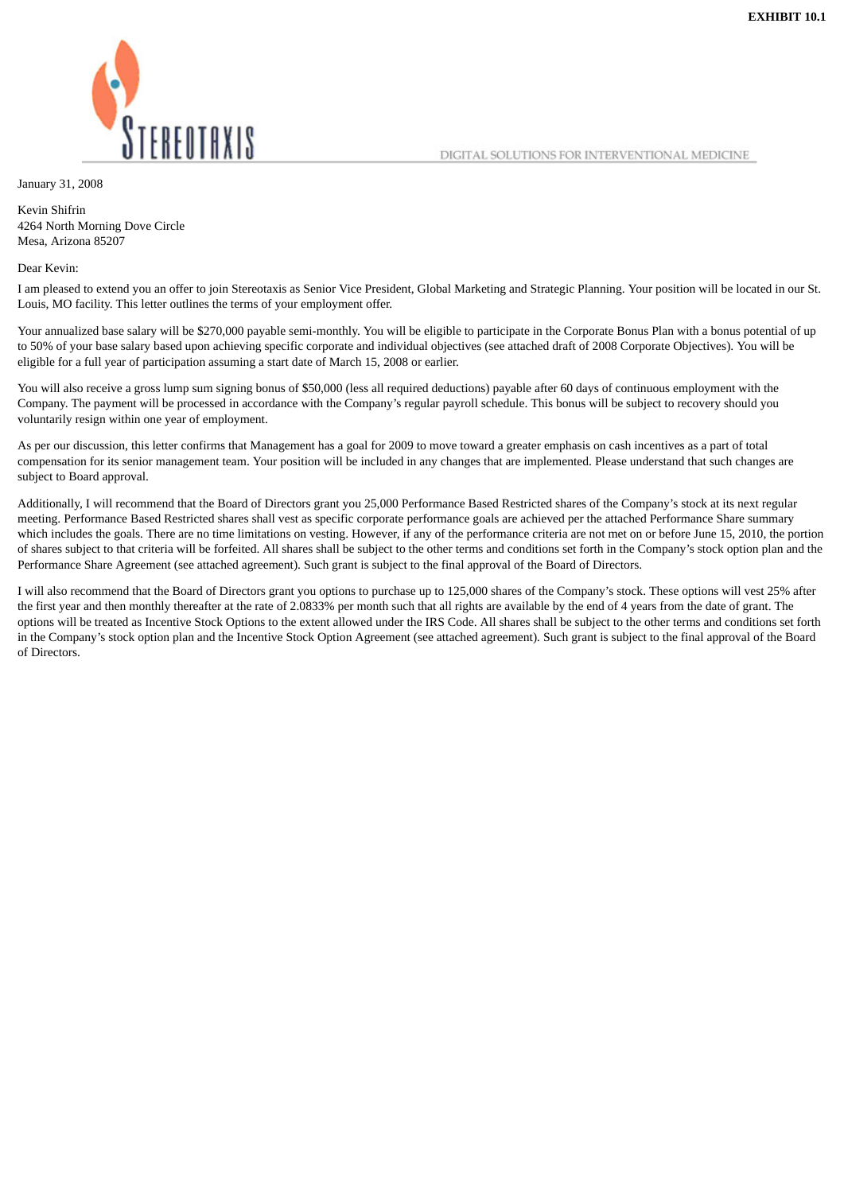**EXHIBIT 10.1**

STEREOTAXIS

DIGITAL SOLUTIONS FOR INTERVENTIONAL MEDICINE

January 31, 2008

Kevin Shifrin
4264 North Morning Dove Circle
Mesa, Arizona 85207

Dear Kevin:

I am pleased to extend you an offer to join Stereotaxis as Senior Vice President, Global Marketing and Strategic Planning. Your position will be located in our St. Louis, MO facility. This letter outlines the terms of your employment offer.

Your annualized base salary will be $270,000 payable semi-monthly. You will be eligible to participate in the Corporate Bonus Plan with a bonus potential of up to 50% of your base salary based upon achieving specific corporate and individual objectives (see attached draft of 2008 Corporate Objectives). You will be eligible for a full year of participation assuming a start date of March 15, 2008 or earlier.

You will also receive a gross lump sum signing bonus of $50,000 (less all required deductions) payable after 60 days of continuous employment with the Company. The payment will be processed in accordance with the Company's regular payroll schedule. This bonus will be subject to recovery should you voluntarily resign within one year of employment.

As per our discussion, this letter confirms that Management has a goal for 2009 to move toward a greater emphasis on cash incentives as a part of total compensation for its senior management team. Your position will be included in any changes that are implemented. Please understand that such changes are subject to Board approval.

Additionally, I will recommend that the Board of Directors grant you 25,000 Performance Based Restricted shares of the Company's stock at its next regular meeting. Performance Based Restricted shares shall vest as specific corporate performance goals are achieved per the attached Performance Share summary which includes the goals. There are no time limitations on vesting. However, if any of the performance criteria are not met on or before June 15, 2010, the portion of shares subject to that criteria will be forfeited. All shares shall be subject to the other terms and conditions set forth in the Company's stock option plan and the Performance Share Agreement (see attached agreement). Such grant is subject to the final approval of the Board of Directors.

I will also recommend that the Board of Directors grant you options to purchase up to 125,000 shares of the Company's stock. These options will vest 25% after the first year and then monthly thereafter at the rate of 2.0833% per month such that all rights are available by the end of 4 years from the date of grant. The options will be treated as Incentive Stock Options to the extent allowed under the IRS Code. All shares shall be subject to the other terms and conditions set forth in the Company's stock option plan and the Incentive Stock Option Agreement (see attached agreement). Such grant is subject to the final approval of the Board of Directors.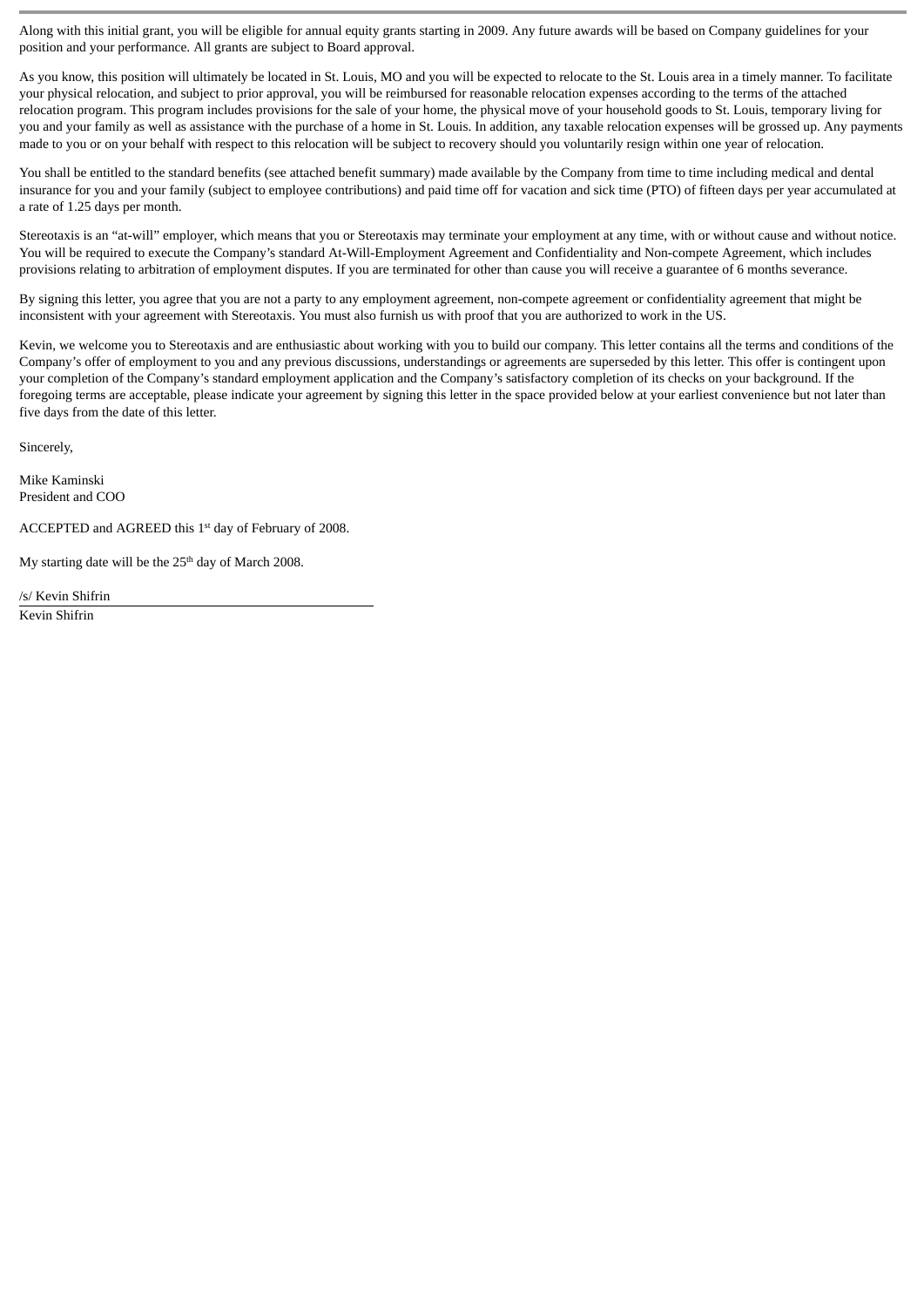Along with this initial grant, you will be eligible for annual equity grants starting in 2009. Any future awards will be based on Company guidelines for your position and your performance. All grants are subject to Board approval.

As you know, this position will ultimately be located in St. Louis, MO and you will be expected to relocate to the St. Louis area in a timely manner. To facilitate your physical relocation, and subject to prior approval, you will be reimbursed for reasonable relocation expenses according to the terms of the attached relocation program. This program includes provisions for the sale of your home, the physical move of your household goods to St. Louis, temporary living for you and your family as well as assistance with the purchase of a home in St. Louis. In addition, any taxable relocation expenses will be grossed up. Any payments made to you or on your behalf with respect to this relocation will be subject to recovery should you voluntarily resign within one year of relocation.

You shall be entitled to the standard benefits (see attached benefit summary) made available by the Company from time to time including medical and dental insurance for you and your family (subject to employee contributions) and paid time off for vacation and sick time (PTO) of fifteen days per year accumulated at a rate of 1.25 days per month.

Stereotaxis is an "at-will" employer, which means that you or Stereotaxis may terminate your employment at any time, with or without cause and without notice. You will be required to execute the Company's standard At-Will-Employment Agreement and Confidentiality and Non-compete Agreement, which includes provisions relating to arbitration of employment disputes. If you are terminated for other than cause you will receive a guarantee of 6 months severance.

By signing this letter, you agree that you are not a party to any employment agreement, non-compete agreement or confidentiality agreement that might be inconsistent with your agreement with Stereotaxis. You must also furnish us with proof that you are authorized to work in the US.

Kevin, we welcome you to Stereotaxis and are enthusiastic about working with you to build our company. This letter contains all the terms and conditions of the Company's offer of employment to you and any previous discussions, understandings or agreements are superseded by this letter. This offer is contingent upon your completion of the Company's standard employment application and the Company's satisfactory completion of its checks on your background. If the foregoing terms are acceptable, please indicate your agreement by signing this letter in the space provided below at your earliest convenience but not later than five days from the date of this letter.

Sincerely,

Mike Kaminski
President and COO

ACCEPTED and AGREED this 1st day of February of 2008.

My starting date will be the 25th day of March 2008.

/s/ Kevin Shifrin

Kevin Shifrin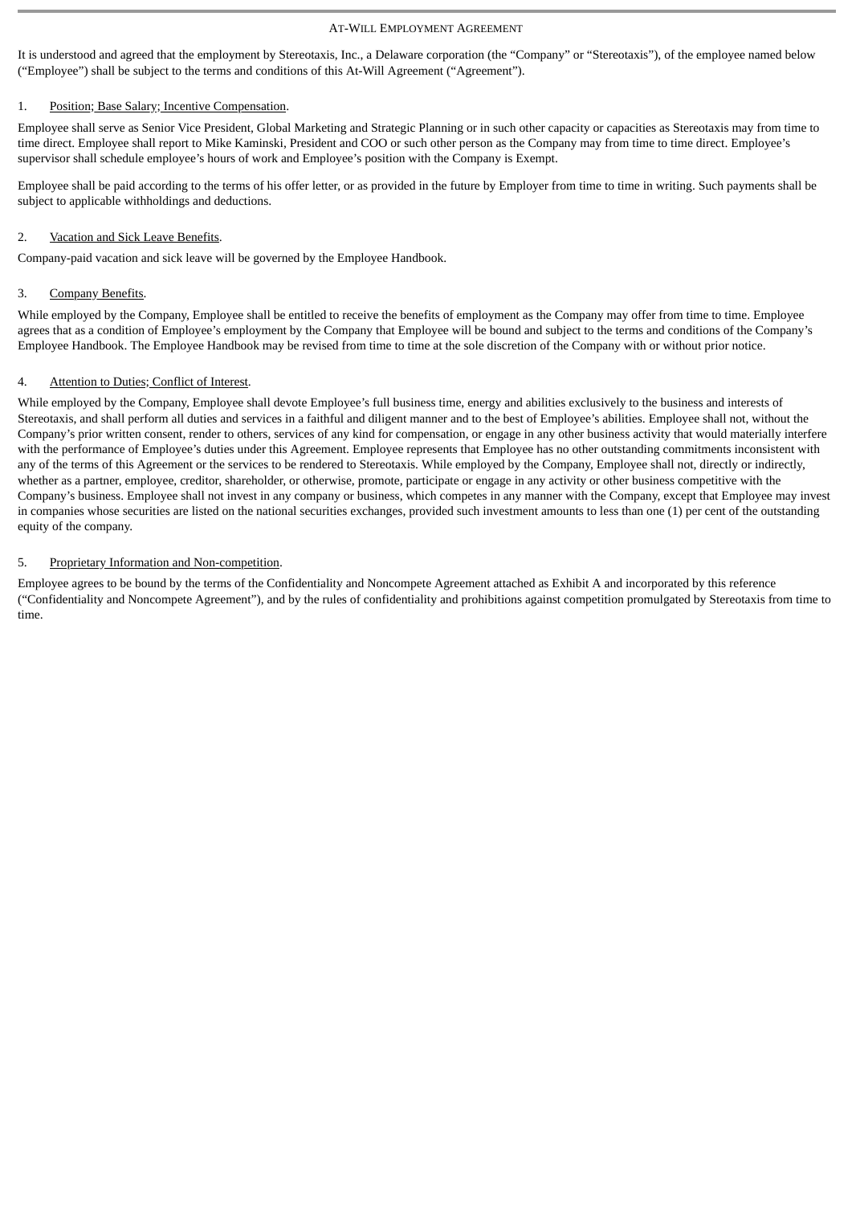# At-Will Employment Agreement

It is understood and agreed that the employment by Stereotaxis, Inc., a Delaware corporation (the "Company" or "Stereotaxis"), of the employee named below ("Employee") shall be subject to the terms and conditions of this At-Will Agreement ("Agreement").

1. Position; Base Salary; Incentive Compensation.

Employee shall serve as Senior Vice President, Global Marketing and Strategic Planning or in such other capacity or capacities as Stereotaxis may from time to time direct. Employee shall report to Mike Kaminski, President and COO or such other person as the Company may from time to time direct. Employee's supervisor shall schedule employee's hours of work and Employee's position with the Company is Exempt.

Employee shall be paid according to the terms of his offer letter, or as provided in the future by Employer from time to time in writing. Such payments shall be subject to applicable withholdings and deductions.

2. Vacation and Sick Leave Benefits.

Company-paid vacation and sick leave will be governed by the Employee Handbook.

3. Company Benefits.

While employed by the Company, Employee shall be entitled to receive the benefits of employment as the Company may offer from time to time. Employee agrees that as a condition of Employee's employment by the Company that Employee will be bound and subject to the terms and conditions of the Company's Employee Handbook. The Employee Handbook may be revised from time to time at the sole discretion of the Company with or without prior notice.

4. Attention to Duties; Conflict of Interest.

While employed by the Company, Employee shall devote Employee's full business time, energy and abilities exclusively to the business and interests of Stereotaxis, and shall perform all duties and services in a faithful and diligent manner and to the best of Employee's abilities. Employee shall not, without the Company's prior written consent, render to others, services of any kind for compensation, or engage in any other business activity that would materially interfere with the performance of Employee's duties under this Agreement. Employee represents that Employee has no other outstanding commitments inconsistent with any of the terms of this Agreement or the services to be rendered to Stereotaxis. While employed by the Company, Employee shall not, directly or indirectly, whether as a partner, employee, creditor, shareholder, or otherwise, promote, participate or engage in any activity or other business competitive with the Company's business. Employee shall not invest in any company or business, which competes in any manner with the Company, except that Employee may invest in companies whose securities are listed on the national securities exchanges, provided such investment amounts to less than one (1) per cent of the outstanding equity of the company.

5. Proprietary Information and Non-competition.

Employee agrees to be bound by the terms of the Confidentiality and Noncompete Agreement attached as Exhibit A and incorporated by this reference ("Confidentiality and Noncompete Agreement"), and by the rules of confidentiality and prohibitions against competition promulgated by Stereotaxis from time to time.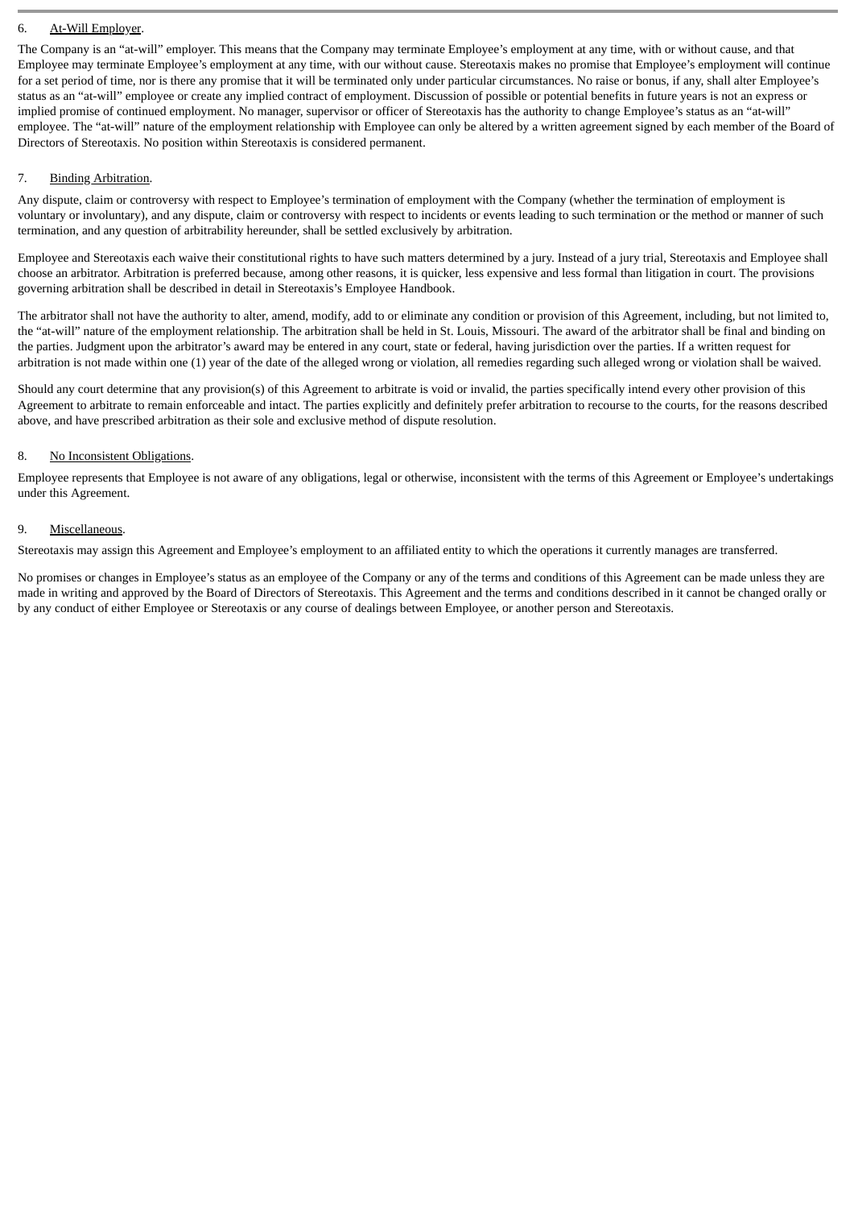6. <u>At-Will Employer</u>.

The Company is an "at-will" employer. This means that the Company may terminate Employee's employment at any time, with or without cause, and that Employee may terminate Employee's employment at any time, with our without cause. Stereotaxis makes no promise that Employee's employment will continue for a set period of time, nor is there any promise that it will be terminated only under particular circumstances. No raise or bonus, if any, shall alter Employee's status as an "at-will" employee or create any implied contract of employment. Discussion of possible or potential benefits in future years is not an express or implied promise of continued employment. No manager, supervisor or officer of Stereotaxis has the authority to change Employee's status as an "at-will" employee. The "at-will" nature of the employment relationship with Employee can only be altered by a written agreement signed by each member of the Board of Directors of Stereotaxis. No position within Stereotaxis is considered permanent.

7. <u>Binding Arbitration</u>.

Any dispute, claim or controversy with respect to Employee's termination of employment with the Company (whether the termination of employment is voluntary or involuntary), and any dispute, claim or controversy with respect to incidents or events leading to such termination or the method or manner of such termination, and any question of arbitrability hereunder, shall be settled exclusively by arbitration.

Employee and Stereotaxis each waive their constitutional rights to have such matters determined by a jury. Instead of a jury trial, Stereotaxis and Employee shall choose an arbitrator. Arbitration is preferred because, among other reasons, it is quicker, less expensive and less formal than litigation in court. The provisions governing arbitration shall be described in detail in Stereotaxis's Employee Handbook.

The arbitrator shall not have the authority to alter, amend, modify, add to or eliminate any condition or provision of this Agreement, including, but not limited to, the "at-will" nature of the employment relationship. The arbitration shall be held in St. Louis, Missouri. The award of the arbitrator shall be final and binding on the parties. Judgment upon the arbitrator's award may be entered in any court, state or federal, having jurisdiction over the parties. If a written request for arbitration is not made within one (1) year of the date of the alleged wrong or violation, all remedies regarding such alleged wrong or violation shall be waived.

Should any court determine that any provision(s) of this Agreement to arbitrate is void or invalid, the parties specifically intend every other provision of this Agreement to arbitrate to remain enforceable and intact. The parties explicitly and definitely prefer arbitration to recourse to the courts, for the reasons described above, and have prescribed arbitration as their sole and exclusive method of dispute resolution.

8. <u>No Inconsistent Obligations</u>.

Employee represents that Employee is not aware of any obligations, legal or otherwise, inconsistent with the terms of this Agreement or Employee's undertakings under this Agreement.

9. <u>Miscellaneous</u>.

Stereotaxis may assign this Agreement and Employee's employment to an affiliated entity to which the operations it currently manages are transferred.

No promises or changes in Employee's status as an employee of the Company or any of the terms and conditions of this Agreement can be made unless they are made in writing and approved by the Board of Directors of Stereotaxis. This Agreement and the terms and conditions described in it cannot be changed orally or by any conduct of either Employee or Stereotaxis or any course of dealings between Employee, or another person and Stereotaxis.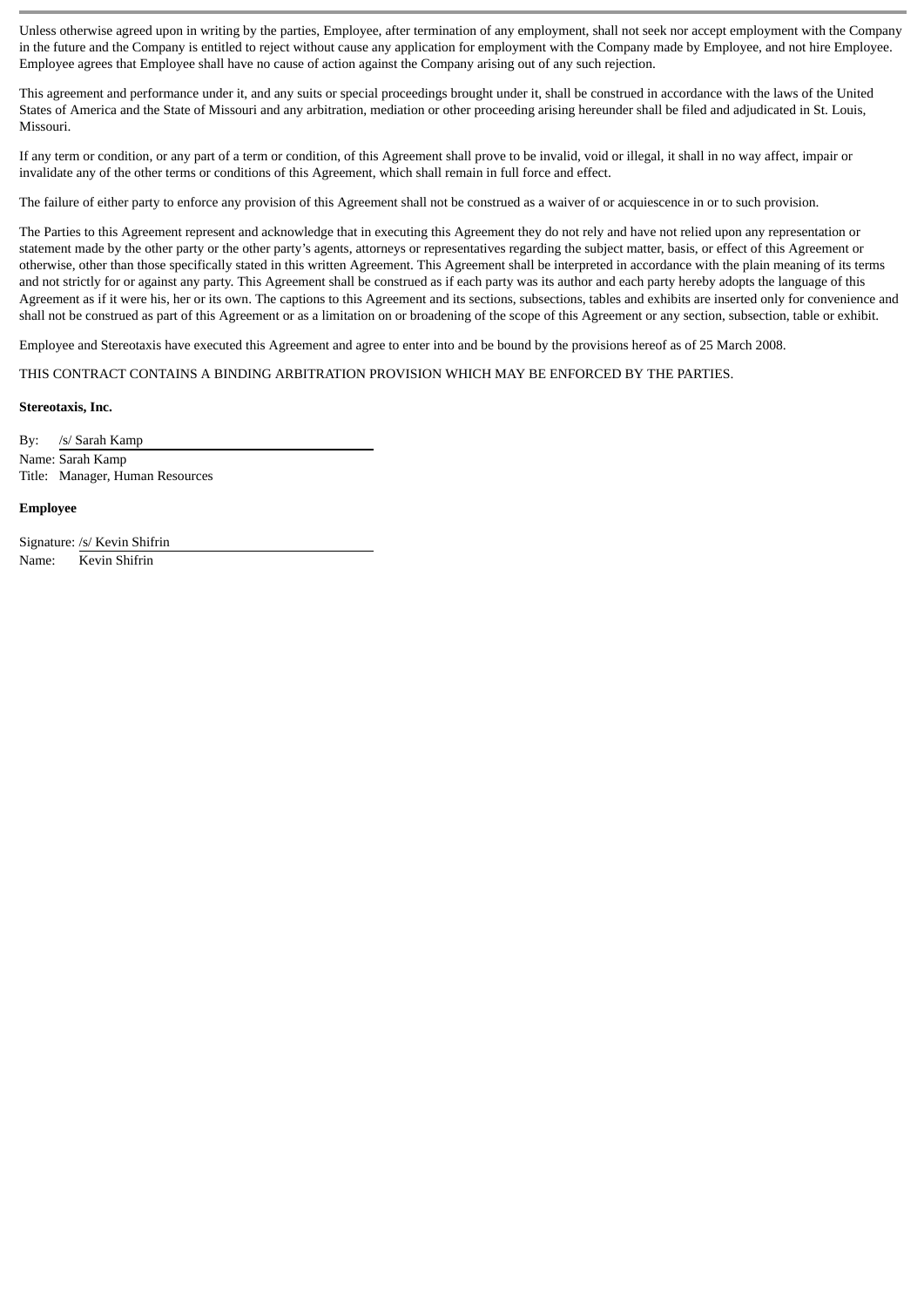Unless otherwise agreed upon in writing by the parties, Employee, after termination of any employment, shall not seek nor accept employment with the Company in the future and the Company is entitled to reject without cause any application for employment with the Company made by Employee, and not hire Employee. Employee agrees that Employee shall have no cause of action against the Company arising out of any such rejection.

This agreement and performance under it, and any suits or special proceedings brought under it, shall be construed in accordance with the laws of the United States of America and the State of Missouri and any arbitration, mediation or other proceeding arising hereunder shall be filed and adjudicated in St. Louis, Missouri.

If any term or condition, or any part of a term or condition, of this Agreement shall prove to be invalid, void or illegal, it shall in no way affect, impair or invalidate any of the other terms or conditions of this Agreement, which shall remain in full force and effect.

The failure of either party to enforce any provision of this Agreement shall not be construed as a waiver of or acquiescence in or to such provision.

The Parties to this Agreement represent and acknowledge that in executing this Agreement they do not rely and have not relied upon any representation or statement made by the other party or the other party's agents, attorneys or representatives regarding the subject matter, basis, or effect of this Agreement or otherwise, other than those specifically stated in this written Agreement. This Agreement shall be interpreted in accordance with the plain meaning of its terms and not strictly for or against any party. This Agreement shall be construed as if each party was its author and each party hereby adopts the language of this Agreement as if it were his, her or its own. The captions to this Agreement and its sections, subsections, tables and exhibits are inserted only for convenience and shall not be construed as part of this Agreement or as a limitation on or broadening of the scope of this Agreement or any section, subsection, table or exhibit.

Employee and Stereotaxis have executed this Agreement and agree to enter into and be bound by the provisions hereof as of 25 March 2008.

THIS CONTRACT CONTAINS A BINDING ARBITRATION PROVISION WHICH MAY BE ENFORCED BY THE PARTIES.

**Stereotaxis, Inc.**

By: /s/ Sarah Kamp
Name: Sarah Kamp
Title: Manager, Human Resources

**Employee**

Signature: /s/ Kevin Shifrin
Name: Kevin Shifrin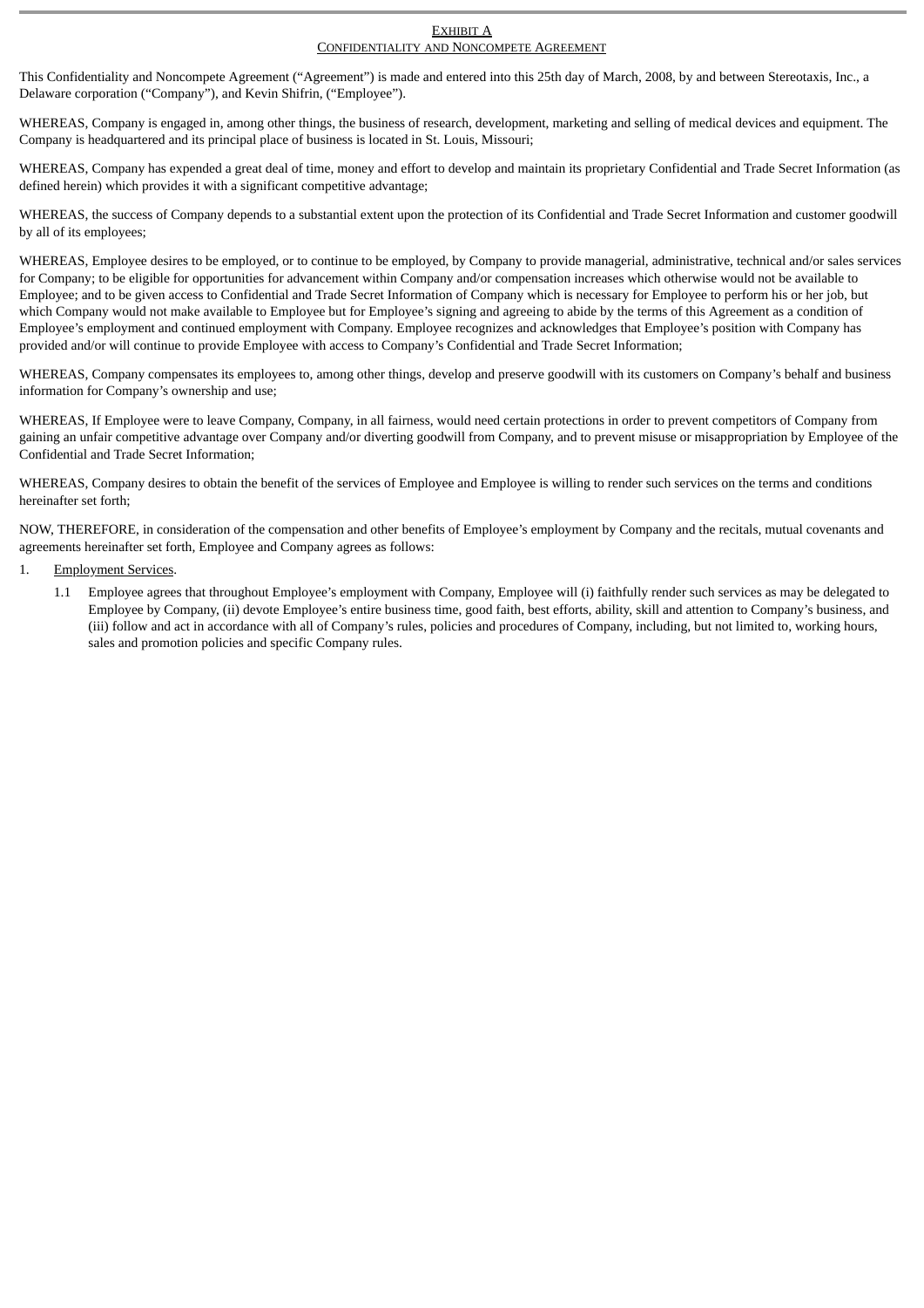EXHIBIT A

CONFIDENTIALITY AND NONCOMPETE AGREEMENT

This Confidentiality and Noncompete Agreement ("Agreement") is made and entered into this 25th day of March, 2008, by and between Stereotaxis, Inc., a Delaware corporation ("Company"), and Kevin Shifrin, ("Employee").

WHEREAS, Company is engaged in, among other things, the business of research, development, marketing and selling of medical devices and equipment. The Company is headquartered and its principal place of business is located in St. Louis, Missouri;

WHEREAS, Company has expended a great deal of time, money and effort to develop and maintain its proprietary Confidential and Trade Secret Information (as defined herein) which provides it with a significant competitive advantage;

WHEREAS, the success of Company depends to a substantial extent upon the protection of its Confidential and Trade Secret Information and customer goodwill by all of its employees;

WHEREAS, Employee desires to be employed, or to continue to be employed, by Company to provide managerial, administrative, technical and/or sales services for Company; to be eligible for opportunities for advancement within Company and/or compensation increases which otherwise would not be available to Employee; and to be given access to Confidential and Trade Secret Information of Company which is necessary for Employee to perform his or her job, but which Company would not make available to Employee but for Employee's signing and agreeing to abide by the terms of this Agreement as a condition of Employee's employment and continued employment with Company. Employee recognizes and acknowledges that Employee's position with Company has provided and/or will continue to provide Employee with access to Company's Confidential and Trade Secret Information;

WHEREAS, Company compensates its employees to, among other things, develop and preserve goodwill with its customers on Company's behalf and business information for Company's ownership and use;

WHEREAS, If Employee were to leave Company, Company, in all fairness, would need certain protections in order to prevent competitors of Company from gaining an unfair competitive advantage over Company and/or diverting goodwill from Company, and to prevent misuse or misappropriation by Employee of the Confidential and Trade Secret Information;

WHEREAS, Company desires to obtain the benefit of the services of Employee and Employee is willing to render such services on the terms and conditions hereinafter set forth;

NOW, THEREFORE, in consideration of the compensation and other benefits of Employee's employment by Company and the recitals, mutual covenants and agreements hereinafter set forth, Employee and Company agrees as follows:

1. Employment Services.

   1.1 Employee agrees that throughout Employee's employment with Company, Employee will (i) faithfully render such services as may be delegated to Employee by Company, (ii) devote Employee's entire business time, good faith, best efforts, ability, skill and attention to Company's business, and (iii) follow and act in accordance with all of Company's rules, policies and procedures of Company, including, but not limited to, working hours, sales and promotion policies and specific Company rules.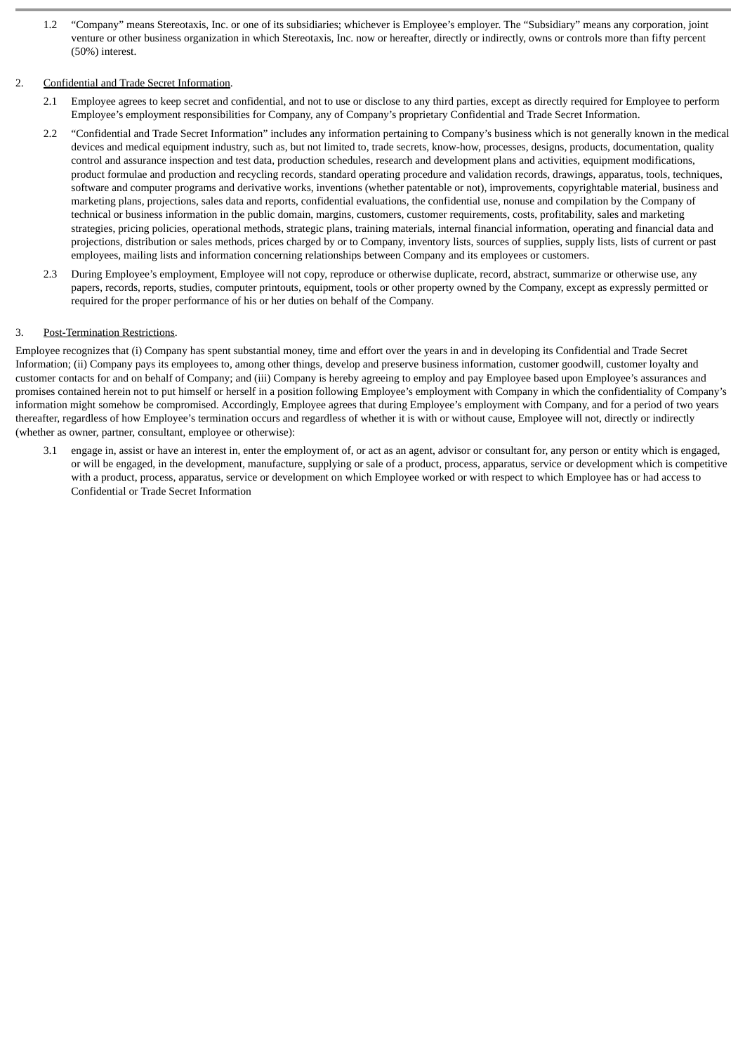1.2 "Company" means Stereotaxis, Inc. or one of its subsidiaries; whichever is Employee's employer. The "Subsidiary" means any corporation, joint venture or other business organization in which Stereotaxis, Inc. now or hereafter, directly or indirectly, owns or controls more than fifty percent (50%) interest.

2. <u>Confidential and Trade Secret Information</u>.

2.1 Employee agrees to keep secret and confidential, and not to use or disclose to any third parties, except as directly required for Employee to perform Employee's employment responsibilities for Company, any of Company's proprietary Confidential and Trade Secret Information.

2.2 "Confidential and Trade Secret Information" includes any information pertaining to Company's business which is not generally known in the medical devices and medical equipment industry, such as, but not limited to, trade secrets, know-how, processes, designs, products, documentation, quality control and assurance inspection and test data, production schedules, research and development plans and activities, equipment modifications, product formulae and production and recycling records, standard operating procedure and validation records, drawings, apparatus, tools, techniques, software and computer programs and derivative works, inventions (whether patentable or not), improvements, copyrightable material, business and marketing plans, projections, sales data and reports, confidential evaluations, the confidential use, nonuse and compilation by the Company of technical or business information in the public domain, margins, customers, customer requirements, costs, profitability, sales and marketing strategies, pricing policies, operational methods, strategic plans, training materials, internal financial information, operating and financial data and projections, distribution or sales methods, prices charged by or to Company, inventory lists, sources of supplies, supply lists, lists of current or past employees, mailing lists and information concerning relationships between Company and its employees or customers.

2.3 During Employee's employment, Employee will not copy, reproduce or otherwise duplicate, record, abstract, summarize or otherwise use, any papers, records, reports, studies, computer printouts, equipment, tools or other property owned by the Company, except as expressly permitted or required for the proper performance of his or her duties on behalf of the Company.

3. <u>Post-Termination Restrictions</u>.

Employee recognizes that (i) Company has spent substantial money, time and effort over the years in and in developing its Confidential and Trade Secret Information; (ii) Company pays its employees to, among other things, develop and preserve business information, customer goodwill, customer loyalty and customer contacts for and on behalf of Company; and (iii) Company is hereby agreeing to employ and pay Employee based upon Employee's assurances and promises contained herein not to put himself or herself in a position following Employee's employment with Company in which the confidentiality of Company's information might somehow be compromised. Accordingly, Employee agrees that during Employee's employment with Company, and for a period of two years thereafter, regardless of how Employee's termination occurs and regardless of whether it is with or without cause, Employee will not, directly or indirectly (whether as owner, partner, consultant, employee or otherwise):

3.1 engage in, assist or have an interest in, enter the employment of, or act as an agent, advisor or consultant for, any person or entity which is engaged, or will be engaged, in the development, manufacture, supplying or sale of a product, process, apparatus, service or development which is competitive with a product, process, apparatus, service or development on which Employee worked or with respect to which Employee has or had access to Confidential or Trade Secret Information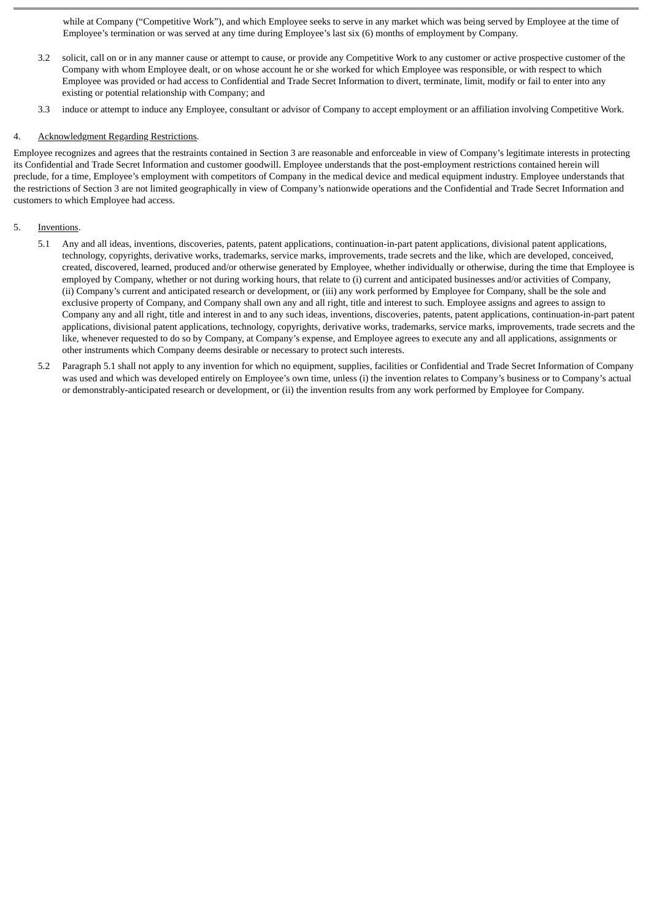while at Company (“Competitive Work”), and which Employee seeks to serve in any market which was being served by Employee at the time of Employee’s termination or was served at any time during Employee’s last six (6) months of employment by Company.

3.2 solicit, call on or in any manner cause or attempt to cause, or provide any Competitive Work to any customer or active prospective customer of the Company with whom Employee dealt, or on whose account he or she worked for which Employee was responsible, or with respect to which Employee was provided or had access to Confidential and Trade Secret Information to divert, terminate, limit, modify or fail to enter into any existing or potential relationship with Company; and

3.3 induce or attempt to induce any Employee, consultant or advisor of Company to accept employment or an affiliation involving Competitive Work.

4. Acknowledgment Regarding Restrictions.

Employee recognizes and agrees that the restraints contained in Section 3 are reasonable and enforceable in view of Company’s legitimate interests in protecting its Confidential and Trade Secret Information and customer goodwill. Employee understands that the post-employment restrictions contained herein will preclude, for a time, Employee’s employment with competitors of Company in the medical device and medical equipment industry. Employee understands that the restrictions of Section 3 are not limited geographically in view of Company’s nationwide operations and the Confidential and Trade Secret Information and customers to which Employee had access.

5. Inventions.

5.1 Any and all ideas, inventions, discoveries, patents, patent applications, continuation-in-part patent applications, divisional patent applications, technology, copyrights, derivative works, trademarks, service marks, improvements, trade secrets and the like, which are developed, conceived, created, discovered, learned, produced and/or otherwise generated by Employee, whether individually or otherwise, during the time that Employee is employed by Company, whether or not during working hours, that relate to (i) current and anticipated businesses and/or activities of Company, (ii) Company’s current and anticipated research or development, or (iii) any work performed by Employee for Company, shall be the sole and exclusive property of Company, and Company shall own any and all right, title and interest to such. Employee assigns and agrees to assign to Company any and all right, title and interest in and to any such ideas, inventions, discoveries, patents, patent applications, continuation-in-part patent applications, divisional patent applications, technology, copyrights, derivative works, trademarks, service marks, improvements, trade secrets and the like, whenever requested to do so by Company, at Company’s expense, and Employee agrees to execute any and all applications, assignments or other instruments which Company deems desirable or necessary to protect such interests.

5.2 Paragraph 5.1 shall not apply to any invention for which no equipment, supplies, facilities or Confidential and Trade Secret Information of Company was used and which was developed entirely on Employee’s own time, unless (i) the invention relates to Company’s business or to Company’s actual or demonstrably-anticipated research or development, or (ii) the invention results from any work performed by Employee for Company.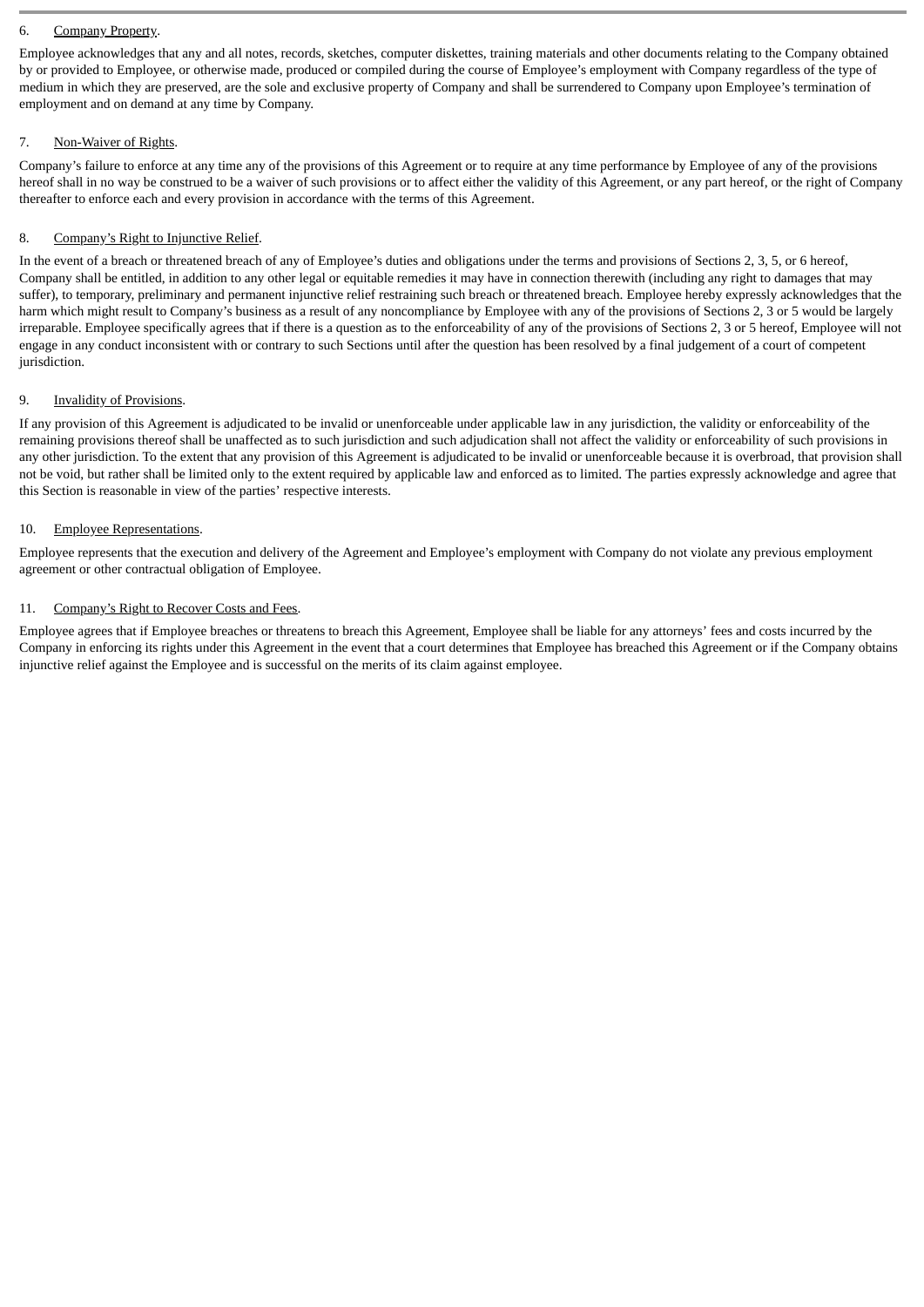6. <u>Company Property</u>.

Employee acknowledges that any and all notes, records, sketches, computer diskettes, training materials and other documents relating to the Company obtained by or provided to Employee, or otherwise made, produced or compiled during the course of Employee's employment with Company regardless of the type of medium in which they are preserved, are the sole and exclusive property of Company and shall be surrendered to Company upon Employee's termination of employment and on demand at any time by Company.

7. <u>Non-Waiver of Rights</u>.

Company's failure to enforce at any time any of the provisions of this Agreement or to require at any time performance by Employee of any of the provisions hereof shall in no way be construed to be a waiver of such provisions or to affect either the validity of this Agreement, or any part hereof, or the right of Company thereafter to enforce each and every provision in accordance with the terms of this Agreement.

8. <u>Company's Right to Injunctive Relief</u>.

In the event of a breach or threatened breach of any of Employee's duties and obligations under the terms and provisions of Sections 2, 3, 5, or 6 hereof, Company shall be entitled, in addition to any other legal or equitable remedies it may have in connection therewith (including any right to damages that may suffer), to temporary, preliminary and permanent injunctive relief restraining such breach or threatened breach. Employee hereby expressly acknowledges that the harm which might result to Company's business as a result of any noncompliance by Employee with any of the provisions of Sections 2, 3 or 5 would be largely irreparable. Employee specifically agrees that if there is a question as to the enforceability of any of the provisions of Sections 2, 3 or 5 hereof, Employee will not engage in any conduct inconsistent with or contrary to such Sections until after the question has been resolved by a final judgement of a court of competent jurisdiction.

9. <u>Invalidity of Provisions</u>.

If any provision of this Agreement is adjudicated to be invalid or unenforceable under applicable law in any jurisdiction, the validity or enforceability of the remaining provisions thereof shall be unaffected as to such jurisdiction and such adjudication shall not affect the validity or enforceability of such provisions in any other jurisdiction. To the extent that any provision of this Agreement is adjudicated to be invalid or unenforceable because it is overbroad, that provision shall not be void, but rather shall be limited only to the extent required by applicable law and enforced as to limited. The parties expressly acknowledge and agree that this Section is reasonable in view of the parties' respective interests.

10. <u>Employee Representations</u>.

Employee represents that the execution and delivery of the Agreement and Employee's employment with Company do not violate any previous employment agreement or other contractual obligation of Employee.

11. <u>Company's Right to Recover Costs and Fees</u>.

Employee agrees that if Employee breaches or threatens to breach this Agreement, Employee shall be liable for any attorneys' fees and costs incurred by the Company in enforcing its rights under this Agreement in the event that a court determines that Employee has breached this Agreement or if the Company obtains injunctive relief against the Employee and is successful on the merits of its claim against employee.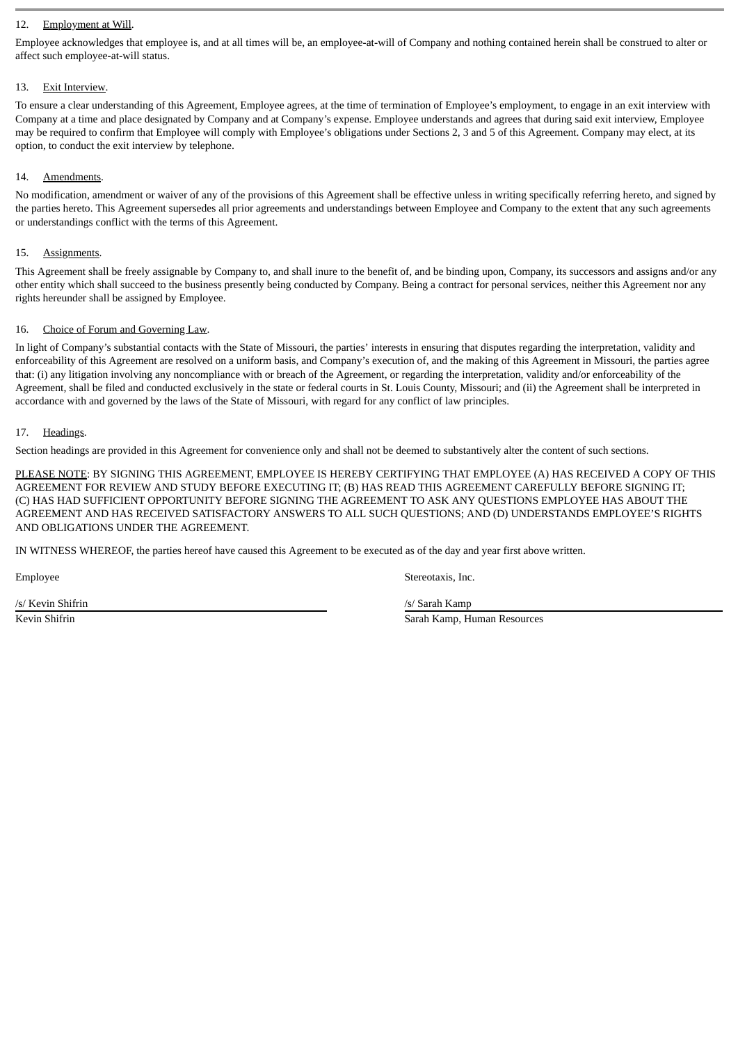12. Employment at Will.

Employee acknowledges that employee is, and at all times will be, an employee-at-will of Company and nothing contained herein shall be construed to alter or affect such employee-at-will status.

13. Exit Interview.

To ensure a clear understanding of this Agreement, Employee agrees, at the time of termination of Employee's employment, to engage in an exit interview with Company at a time and place designated by Company and at Company's expense. Employee understands and agrees that during said exit interview, Employee may be required to confirm that Employee will comply with Employee's obligations under Sections 2, 3 and 5 of this Agreement. Company may elect, at its option, to conduct the exit interview by telephone.

14. Amendments.

No modification, amendment or waiver of any of the provisions of this Agreement shall be effective unless in writing specifically referring hereto, and signed by the parties hereto. This Agreement supersedes all prior agreements and understandings between Employee and Company to the extent that any such agreements or understandings conflict with the terms of this Agreement.

15. Assignments.

This Agreement shall be freely assignable by Company to, and shall inure to the benefit of, and be binding upon, Company, its successors and assigns and/or any other entity which shall succeed to the business presently being conducted by Company. Being a contract for personal services, neither this Agreement nor any rights hereunder shall be assigned by Employee.

16. Choice of Forum and Governing Law.

In light of Company's substantial contacts with the State of Missouri, the parties' interests in ensuring that disputes regarding the interpretation, validity and enforceability of this Agreement are resolved on a uniform basis, and Company's execution of, and the making of this Agreement in Missouri, the parties agree that: (i) any litigation involving any noncompliance with or breach of the Agreement, or regarding the interpretation, validity and/or enforceability of the Agreement, shall be filed and conducted exclusively in the state or federal courts in St. Louis County, Missouri; and (ii) the Agreement shall be interpreted in accordance with and governed by the laws of the State of Missouri, with regard for any conflict of law principles.

17. Headings.

Section headings are provided in this Agreement for convenience only and shall not be deemed to substantively alter the content of such sections.

PLEASE NOTE: BY SIGNING THIS AGREEMENT, EMPLOYEE IS HEREBY CERTIFYING THAT EMPLOYEE (A) HAS RECEIVED A COPY OF THIS AGREEMENT FOR REVIEW AND STUDY BEFORE EXECUTING IT; (B) HAS READ THIS AGREEMENT CAREFULLY BEFORE SIGNING IT; (C) HAS HAD SUFFICIENT OPPORTUNITY BEFORE SIGNING THE AGREEMENT TO ASK ANY QUESTIONS EMPLOYEE HAS ABOUT THE AGREEMENT AND HAS RECEIVED SATISFACTORY ANSWERS TO ALL SUCH QUESTIONS; AND (D) UNDERSTANDS EMPLOYEE'S RIGHTS AND OBLIGATIONS UNDER THE AGREEMENT.

IN WITNESS WHEREOF, the parties hereof have caused this Agreement to be executed as of the day and year first above written.

Employee

/s/ Kevin Shifrin
Kevin Shifrin

Stereotaxis, Inc.

/s/ Sarah Kamp
Sarah Kamp, Human Resources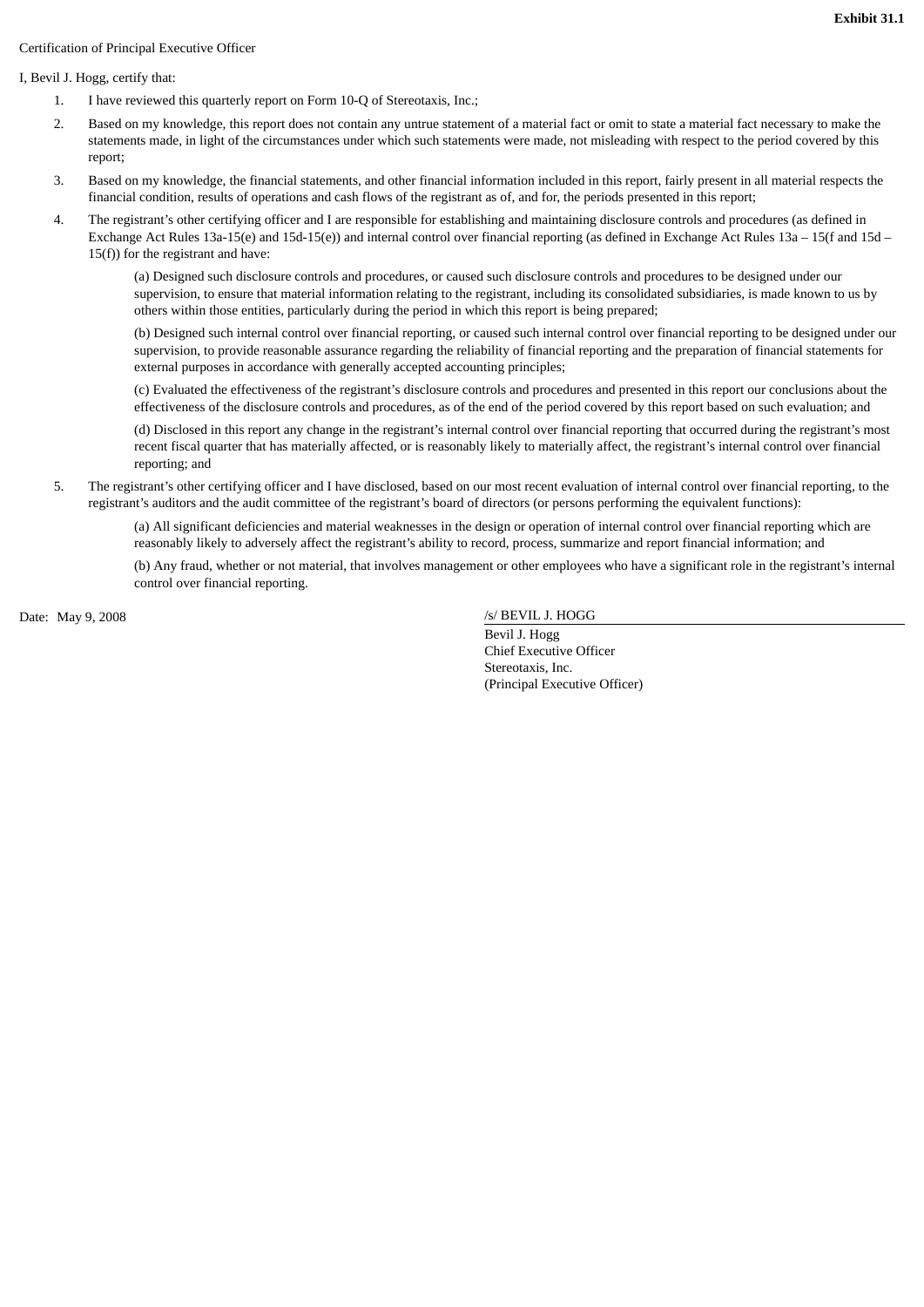**Exhibit 31.1**

Certification of Principal Executive Officer

I, Bevil J. Hogg, certify that:

1. I have reviewed this quarterly report on Form 10-Q of Stereotaxis, Inc.;
2. Based on my knowledge, this report does not contain any untrue statement of a material fact or omit to state a material fact necessary to make the statements made, in light of the circumstances under which such statements were made, not misleading with respect to the period covered by this report;
3. Based on my knowledge, the financial statements, and other financial information included in this report, fairly present in all material respects the financial condition, results of operations and cash flows of the registrant as of, and for, the periods presented in this report;
4. The registrant's other certifying officer and I are responsible for establishing and maintaining disclosure controls and procedures (as defined in Exchange Act Rules 13a-15(e) and 15d-15(e)) and internal control over financial reporting (as defined in Exchange Act Rules 13a – 15(f and 15d – 15(f)) for the registrant and have:

   (a) Designed such disclosure controls and procedures, or caused such disclosure controls and procedures to be designed under our supervision, to ensure that material information relating to the registrant, including its consolidated subsidiaries, is made known to us by others within those entities, particularly during the period in which this report is being prepared;

   (b) Designed such internal control over financial reporting, or caused such internal control over financial reporting to be designed under our supervision, to provide reasonable assurance regarding the reliability of financial reporting and the preparation of financial statements for external purposes in accordance with generally accepted accounting principles;

   (c) Evaluated the effectiveness of the registrant's disclosure controls and procedures and presented in this report our conclusions about the effectiveness of the disclosure controls and procedures, as of the end of the period covered by this report based on such evaluation; and

   (d) Disclosed in this report any change in the registrant's internal control over financial reporting that occurred during the registrant's most recent fiscal quarter that has materially affected, or is reasonably likely to materially affect, the registrant's internal control over financial reporting; and

5. The registrant's other certifying officer and I have disclosed, based on our most recent evaluation of internal control over financial reporting, to the registrant's auditors and the audit committee of the registrant's board of directors (or persons performing the equivalent functions):

   (a) All significant deficiencies and material weaknesses in the design or operation of internal control over financial reporting which are reasonably likely to adversely affect the registrant's ability to record, process, summarize and report financial information; and

   (b) Any fraud, whether or not material, that involves management or other employees who have a significant role in the registrant's internal control over financial reporting.

Date: May 9, 2008

/s/ BEVIL J. HOGG

Bevil J. Hogg
Chief Executive Officer
Stereotaxis, Inc.
(Principal Executive Officer)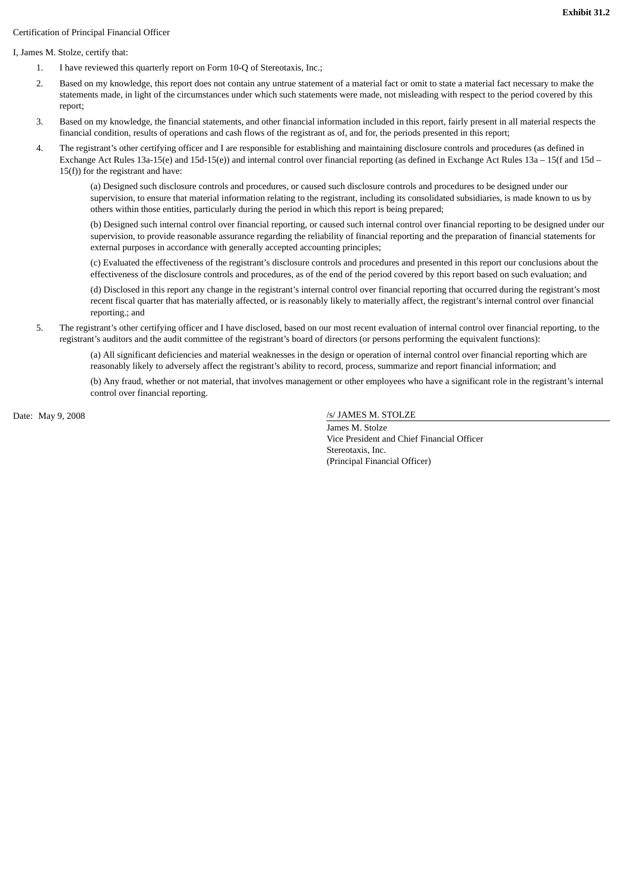**Exhibit 31.2**

Certification of Principal Financial Officer

I, James M. Stolze, certify that:

1. I have reviewed this quarterly report on Form 10-Q of Stereotaxis, Inc.;
2. Based on my knowledge, this report does not contain any untrue statement of a material fact or omit to state a material fact necessary to make the statements made, in light of the circumstances under which such statements were made, not misleading with respect to the period covered by this report;
3. Based on my knowledge, the financial statements, and other financial information included in this report, fairly present in all material respects the financial condition, results of operations and cash flows of the registrant as of, and for, the periods presented in this report;
4. The registrant's other certifying officer and I are responsible for establishing and maintaining disclosure controls and procedures (as defined in Exchange Act Rules 13a-15(e) and 15d-15(e)) and internal control over financial reporting (as defined in Exchange Act Rules 13a – 15(f and 15d – 15(f)) for the registrant and have:

   (a) Designed such disclosure controls and procedures, or caused such disclosure controls and procedures to be designed under our supervision, to ensure that material information relating to the registrant, including its consolidated subsidiaries, is made known to us by others within those entities, particularly during the period in which this report is being prepared;

   (b) Designed such internal control over financial reporting, or caused such internal control over financial reporting to be designed under our supervision, to provide reasonable assurance regarding the reliability of financial reporting and the preparation of financial statements for external purposes in accordance with generally accepted accounting principles;

   (c) Evaluated the effectiveness of the registrant's disclosure controls and procedures and presented in this report our conclusions about the effectiveness of the disclosure controls and procedures, as of the end of the period covered by this report based on such evaluation; and

   (d) Disclosed in this report any change in the registrant's internal control over financial reporting that occurred during the registrant's most recent fiscal quarter that has materially affected, or is reasonably likely to materially affect, the registrant's internal control over financial reporting.; and

5. The registrant's other certifying officer and I have disclosed, based on our most recent evaluation of internal control over financial reporting, to the registrant's auditors and the audit committee of the registrant's board of directors (or persons performing the equivalent functions):

   (a) All significant deficiencies and material weaknesses in the design or operation of internal control over financial reporting which are reasonably likely to adversely affect the registrant's ability to record, process, summarize and report financial information; and

   (b) Any fraud, whether or not material, that involves management or other employees who have a significant role in the registrant's internal control over financial reporting.

Date: May 9, 2008

/s/ JAMES M. STOLZE

James M. Stolze
Vice President and Chief Financial Officer
Stereotaxis, Inc.
(Principal Financial Officer)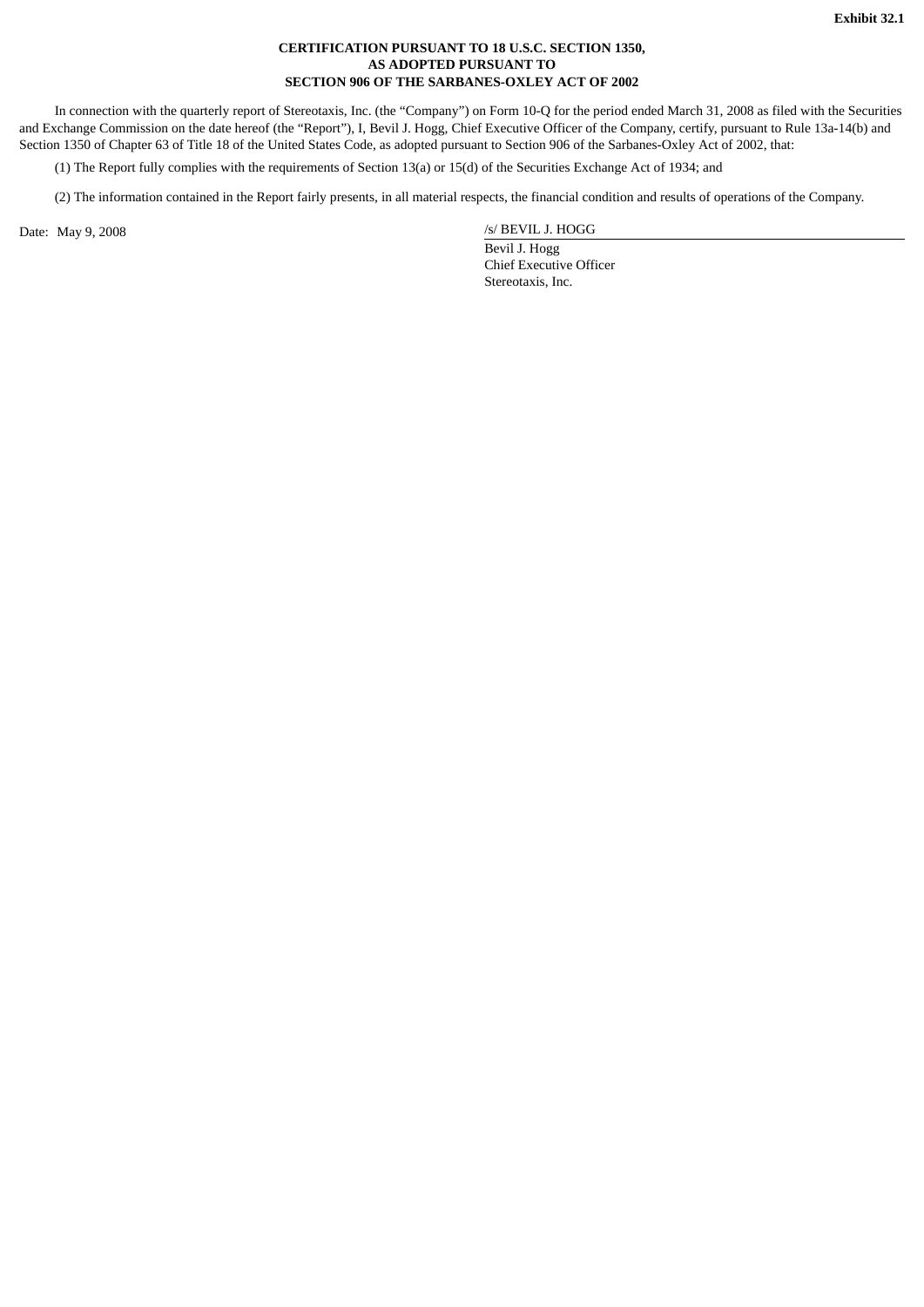**Exhibit 32.1**

**CERTIFICATION PURSUANT TO 18 U.S.C. SECTION 1350,
AS ADOPTED PURSUANT TO
SECTION 906 OF THE SARBANES-OXLEY ACT OF 2002**

In connection with the quarterly report of Stereotaxis, Inc. (the "Company") on Form 10-Q for the period ended March 31, 2008 as filed with the Securities and Exchange Commission on the date hereof (the "Report"), I, Bevil J. Hogg, Chief Executive Officer of the Company, certify, pursuant to Rule 13a-14(b) and Section 1350 of Chapter 63 of Title 18 of the United States Code, as adopted pursuant to Section 906 of the Sarbanes-Oxley Act of 2002, that:

(1) The Report fully complies with the requirements of Section 13(a) or 15(d) of the Securities Exchange Act of 1934; and

(2) The information contained in the Report fairly presents, in all material respects, the financial condition and results of operations of the Company.

Date: May 9, 2008

/s/ BEVIL J. HOGG

Bevil J. Hogg
Chief Executive Officer
Stereotaxis, Inc.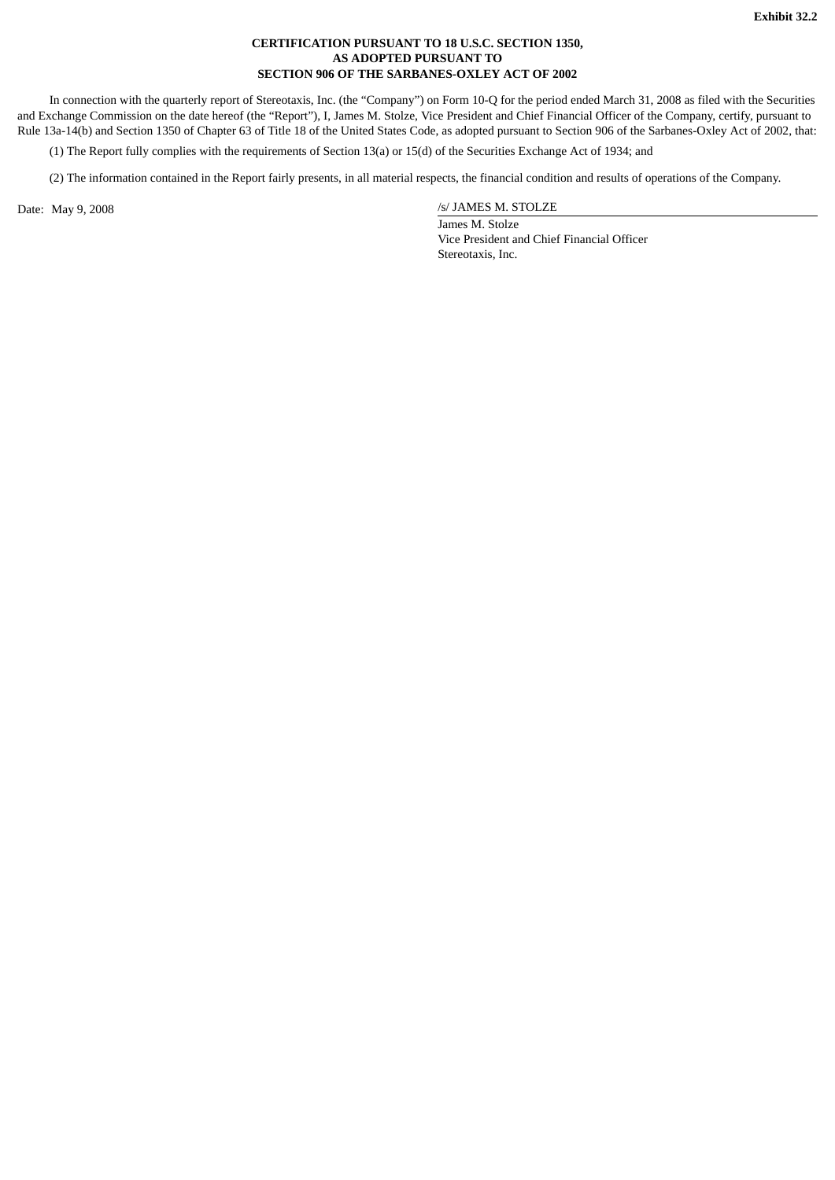**Exhibit 32.2**

**CERTIFICATION PURSUANT TO 18 U.S.C. SECTION 1350,
AS ADOPTED PURSUANT TO
SECTION 906 OF THE SARBANES-OXLEY ACT OF 2002**

In connection with the quarterly report of Stereotaxis, Inc. (the "Company") on Form 10-Q for the period ended March 31, 2008 as filed with the Securities and Exchange Commission on the date hereof (the "Report"), I, James M. Stolze, Vice President and Chief Financial Officer of the Company, certify, pursuant to Rule 13a-14(b) and Section 1350 of Chapter 63 of Title 18 of the United States Code, as adopted pursuant to Section 906 of the Sarbanes-Oxley Act of 2002, that:

(1) The Report fully complies with the requirements of Section 13(a) or 15(d) of the Securities Exchange Act of 1934; and

(2) The information contained in the Report fairly presents, in all material respects, the financial condition and results of operations of the Company.

Date: May 9, 2008

/s/ JAMES M. STOLZE

James M. Stolze
Vice President and Chief Financial Officer
Stereotaxis, Inc.